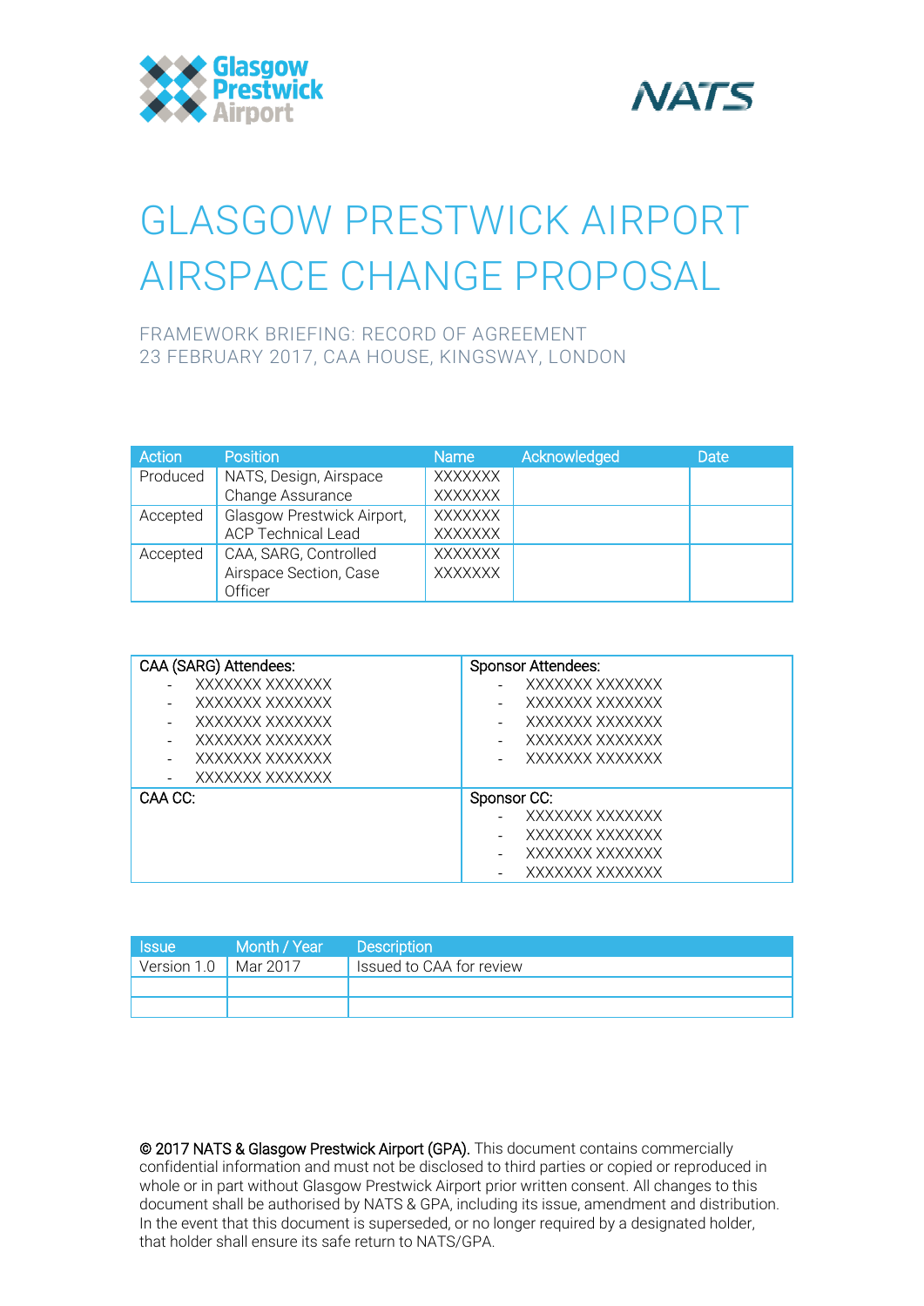# GLASGOW PRESTWICK AIRPORT AIRSPACE CHANGE PROPOSAL

FRAMEWORK BRIEFING: RECORD OF AGREEMENT
23 FEBRUARY 2017, CAA HOUSE, KINGSWAY, LONDON

| Action | Position | Name | Acknowledged | Date |
|---|---|---|---|---|
| Produced | NATS, Design, Airspace Change Assurance | XXXXXXX XXXXXXX | | |
| Accepted | Glasgow Prestwick Airport, ACP Technical Lead | XXXXXXX XXXXXXX | | |
| Accepted | CAA, SARG, Controlled Airspace Section, Case Officer | XXXXXXX XXXXXXX | | |

| CAA (SARG) Attendees: | Sponsor Attendees: |
|---|---|
| - XXXXXXX XXXXXXX<br>- XXXXXXX XXXXXXX<br>- XXXXXXX XXXXXXX<br>- XXXXXXX XXXXXXX<br>- XXXXXXX XXXXXXX<br>- XXXXXXX XXXXXXX | - XXXXXXX XXXXXXX<br>- XXXXXXX XXXXXXX<br>- XXXXXXX XXXXXXX<br>- XXXXXXX XXXXXXX<br>- XXXXXXX XXXXXXX |
| CAA CC: | Sponsor CC:<br>- XXXXXXX XXXXXXX<br>- XXXXXXX XXXXXXX<br>- XXXXXXX XXXXXXX<br>- XXXXXXX XXXXXXX |

| Issue | Month / Year | Description |
|---|---|---|
| Version 1.0 | Mar 2017 | Issued to CAA for review |
| | | |
| | | |

© 2017 NATS & Glasgow Prestwick Airport (GPA). This document contains commercially confidential information and must not be disclosed to third parties or copied or reproduced in whole or in part without Glasgow Prestwick Airport prior written consent. All changes to this document shall be authorised by NATS & GPA, including its issue, amendment and distribution. In the event that this document is superseded, or no longer required by a designated holder, that holder shall ensure its safe return to NATS/GPA.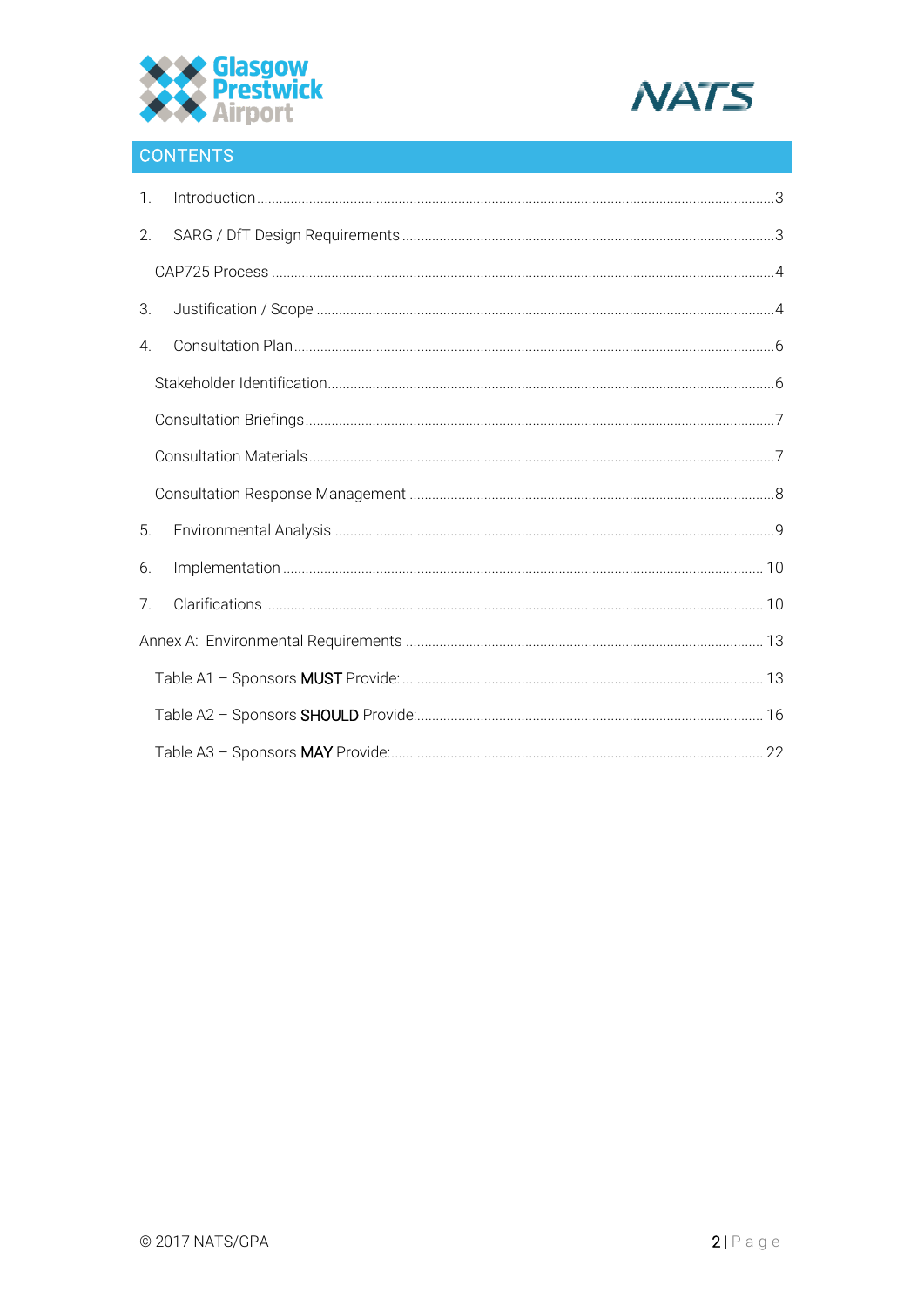## CONTENTS

1. Introduction ........................................................................ 3
2. SARG / DfT Design Requirements ........................................................................ 3

   CAP725 Process ........................................................................ 4
3. Justification / Scope ........................................................................ 4
4. Consultation Plan ........................................................................ 6

   Stakeholder Identification ........................................................................ 6

   Consultation Briefings ........................................................................ 7

   Consultation Materials ........................................................................ 7

   Consultation Response Management ........................................................................ 8
5. Environmental Analysis ........................................................................ 9
6. Implementation ........................................................................ 10
7. Clarifications ........................................................................ 10

Annex A: Environmental Requirements ........................................................................ 13

   Table A1 – Sponsors **MUST** Provide: ........................................................................ 13

   Table A2 – Sponsors **SHOULD** Provide: ........................................................................ 16

   Table A3 – Sponsors **MAY** Provide: ........................................................................ 22

© 2017 NATS/GPA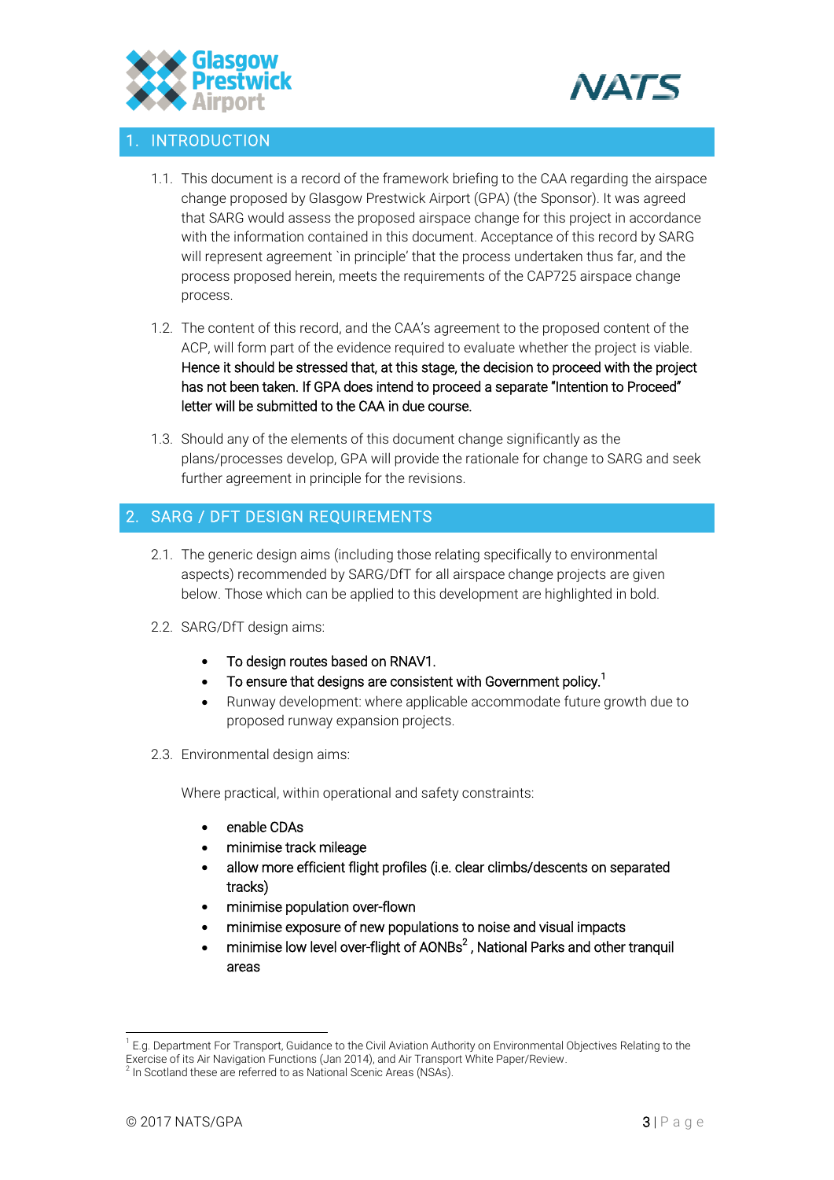## 1. INTRODUCTION

1.1. This document is a record of the framework briefing to the CAA regarding the airspace change proposed by Glasgow Prestwick Airport (GPA) (the Sponsor). It was agreed that SARG would assess the proposed airspace change for this project in accordance with the information contained in this document. Acceptance of this record by SARG will represent agreement `in principle' that the process undertaken thus far, and the process proposed herein, meets the requirements of the CAP725 airspace change process.

1.2. The content of this record, and the CAA's agreement to the proposed content of the ACP, will form part of the evidence required to evaluate whether the project is viable. **Hence it should be stressed that, at this stage, the decision to proceed with the project has not been taken. If GPA does intend to proceed a separate "Intention to Proceed" letter will be submitted to the CAA in due course.**

1.3. Should any of the elements of this document change significantly as the plans/processes develop, GPA will provide the rationale for change to SARG and seek further agreement in principle for the revisions.

## 2. SARG / DFT DESIGN REQUIREMENTS

2.1. The generic design aims (including those relating specifically to environmental aspects) recommended by SARG/DfT for all airspace change projects are given below. Those which can be applied to this development are highlighted in bold.

2.2. SARG/DfT design aims:

- **To design routes based on RNAV1.**
- **To ensure that designs are consistent with Government policy.**[1]
- Runway development: where applicable accommodate future growth due to proposed runway expansion projects.

2.3. Environmental design aims:

Where practical, within operational and safety constraints:

- **enable CDAs**
- **minimise track mileage**
- **allow more efficient flight profiles (i.e. clear climbs/descents on separated tracks)**
- **minimise population over-flown**
- **minimise exposure of new populations to noise and visual impacts**
- **minimise low level over-flight of AONBs**[2] **, National Parks and other tranquil areas**

---

[1] E.g. Department For Transport, Guidance to the Civil Aviation Authority on Environmental Objectives Relating to the Exercise of its Air Navigation Functions (Jan 2014), and Air Transport White Paper/Review.

[2] In Scotland these are referred to as National Scenic Areas (NSAs).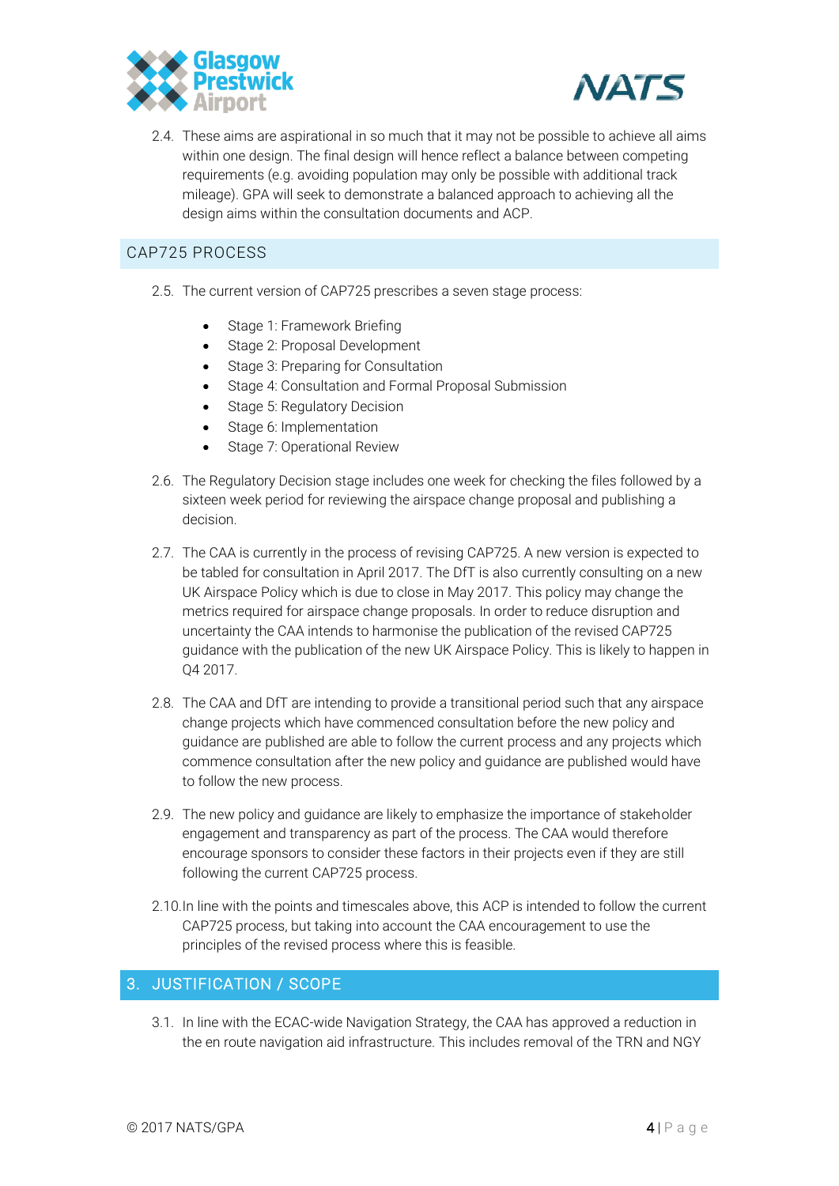2.4. These aims are aspirational in so much that it may not be possible to achieve all aims within one design. The final design will hence reflect a balance between competing requirements (e.g. avoiding population may only be possible with additional track mileage). GPA will seek to demonstrate a balanced approach to achieving all the design aims within the consultation documents and ACP.

## CAP725 PROCESS

2.5. The current version of CAP725 prescribes a seven stage process:

- Stage 1: Framework Briefing
- Stage 2: Proposal Development
- Stage 3: Preparing for Consultation
- Stage 4: Consultation and Formal Proposal Submission
- Stage 5: Regulatory Decision
- Stage 6: Implementation
- Stage 7: Operational Review

2.6. The Regulatory Decision stage includes one week for checking the files followed by a sixteen week period for reviewing the airspace change proposal and publishing a decision.

2.7. The CAA is currently in the process of revising CAP725. A new version is expected to be tabled for consultation in April 2017. The DfT is also currently consulting on a new UK Airspace Policy which is due to close in May 2017. This policy may change the metrics required for airspace change proposals. In order to reduce disruption and uncertainty the CAA intends to harmonise the publication of the revised CAP725 guidance with the publication of the new UK Airspace Policy. This is likely to happen in Q4 2017.

2.8. The CAA and DfT are intending to provide a transitional period such that any airspace change projects which have commenced consultation before the new policy and guidance are published are able to follow the current process and any projects which commence consultation after the new policy and guidance are published would have to follow the new process.

2.9. The new policy and guidance are likely to emphasize the importance of stakeholder engagement and transparency as part of the process. The CAA would therefore encourage sponsors to consider these factors in their projects even if they are still following the current CAP725 process.

2.10. In line with the points and timescales above, this ACP is intended to follow the current CAP725 process, but taking into account the CAA encouragement to use the principles of the revised process where this is feasible.

# 3. JUSTIFICATION / SCOPE

3.1. In line with the ECAC-wide Navigation Strategy, the CAA has approved a reduction in the en route navigation aid infrastructure. This includes removal of the TRN and NGY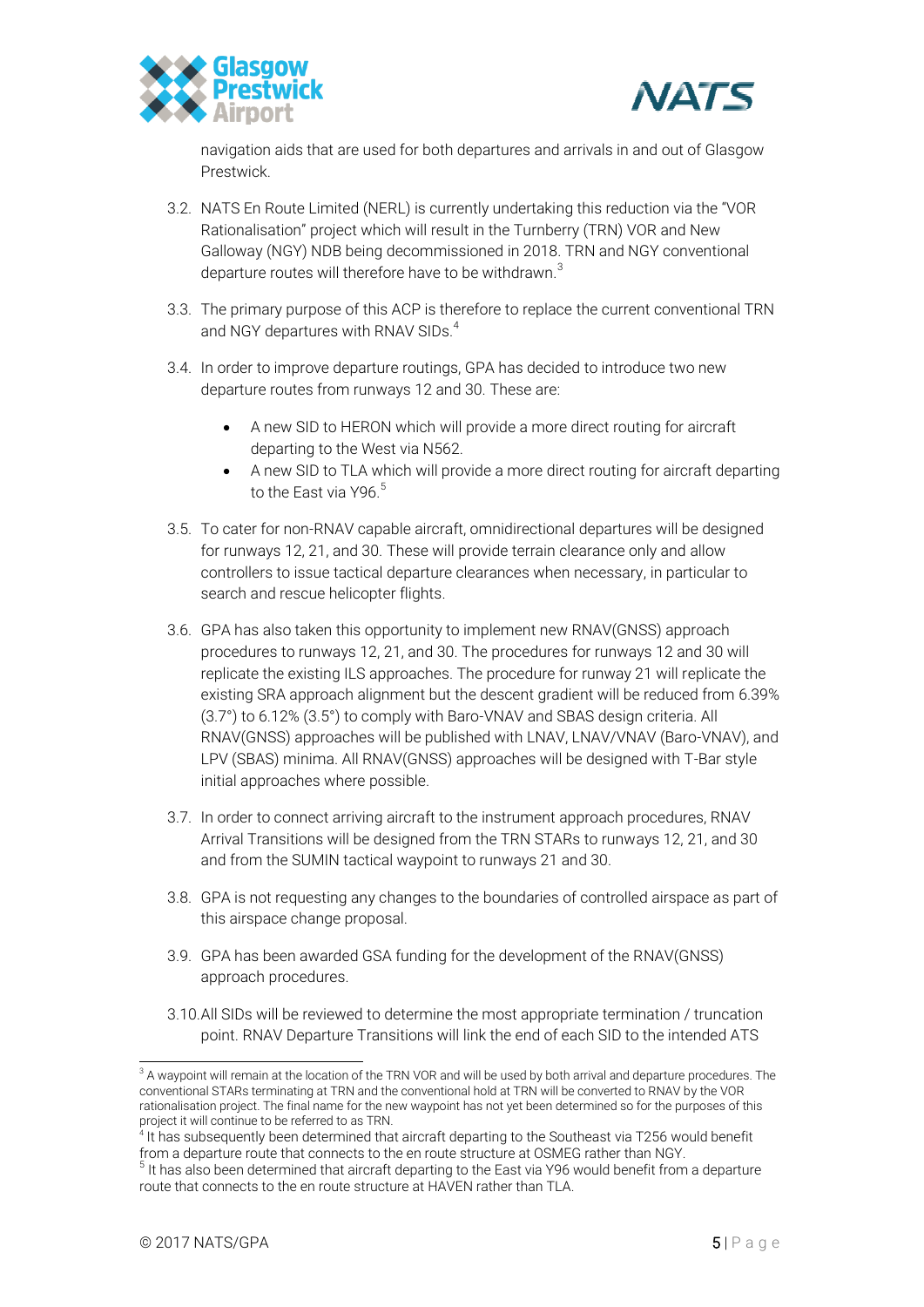navigation aids that are used for both departures and arrivals in and out of Glasgow Prestwick.

3.2. NATS En Route Limited (NERL) is currently undertaking this reduction via the "VOR Rationalisation" project which will result in the Turnberry (TRN) VOR and New Galloway (NGY) NDB being decommissioned in 2018. TRN and NGY conventional departure routes will therefore have to be withdrawn.[3]

3.3. The primary purpose of this ACP is therefore to replace the current conventional TRN and NGY departures with RNAV SIDs.[4]

3.4. In order to improve departure routings, GPA has decided to introduce two new departure routes from runways 12 and 30. These are:

- A new SID to HERON which will provide a more direct routing for aircraft departing to the West via N562.
- A new SID to TLA which will provide a more direct routing for aircraft departing to the East via Y96.[5]

3.5. To cater for non-RNAV capable aircraft, omnidirectional departures will be designed for runways 12, 21, and 30. These will provide terrain clearance only and allow controllers to issue tactical departure clearances when necessary, in particular to search and rescue helicopter flights.

3.6. GPA has also taken this opportunity to implement new RNAV(GNSS) approach procedures to runways 12, 21, and 30. The procedures for runways 12 and 30 will replicate the existing ILS approaches. The procedure for runway 21 will replicate the existing SRA approach alignment but the descent gradient will be reduced from 6.39% (3.7°) to 6.12% (3.5°) to comply with Baro-VNAV and SBAS design criteria. All RNAV(GNSS) approaches will be published with LNAV, LNAV/VNAV (Baro-VNAV), and LPV (SBAS) minima. All RNAV(GNSS) approaches will be designed with T-Bar style initial approaches where possible.

3.7. In order to connect arriving aircraft to the instrument approach procedures, RNAV Arrival Transitions will be designed from the TRN STARs to runways 12, 21, and 30 and from the SUMIN tactical waypoint to runways 21 and 30.

3.8. GPA is not requesting any changes to the boundaries of controlled airspace as part of this airspace change proposal.

3.9. GPA has been awarded GSA funding for the development of the RNAV(GNSS) approach procedures.

3.10. All SIDs will be reviewed to determine the most appropriate termination / truncation point. RNAV Departure Transitions will link the end of each SID to the intended ATS

---

[3] A waypoint will remain at the location of the TRN VOR and will be used by both arrival and departure procedures. The conventional STARs terminating at TRN and the conventional hold at TRN will be converted to RNAV by the VOR rationalisation project. The final name for the new waypoint has not yet been determined so for the purposes of this project it will continue to be referred to as TRN.

[4] It has subsequently been determined that aircraft departing to the Southeast via T256 would benefit from a departure route that connects to the en route structure at OSMEG rather than NGY.

[5] It has also been determined that aircraft departing to the East via Y96 would benefit from a departure route that connects to the en route structure at HAVEN rather than TLA.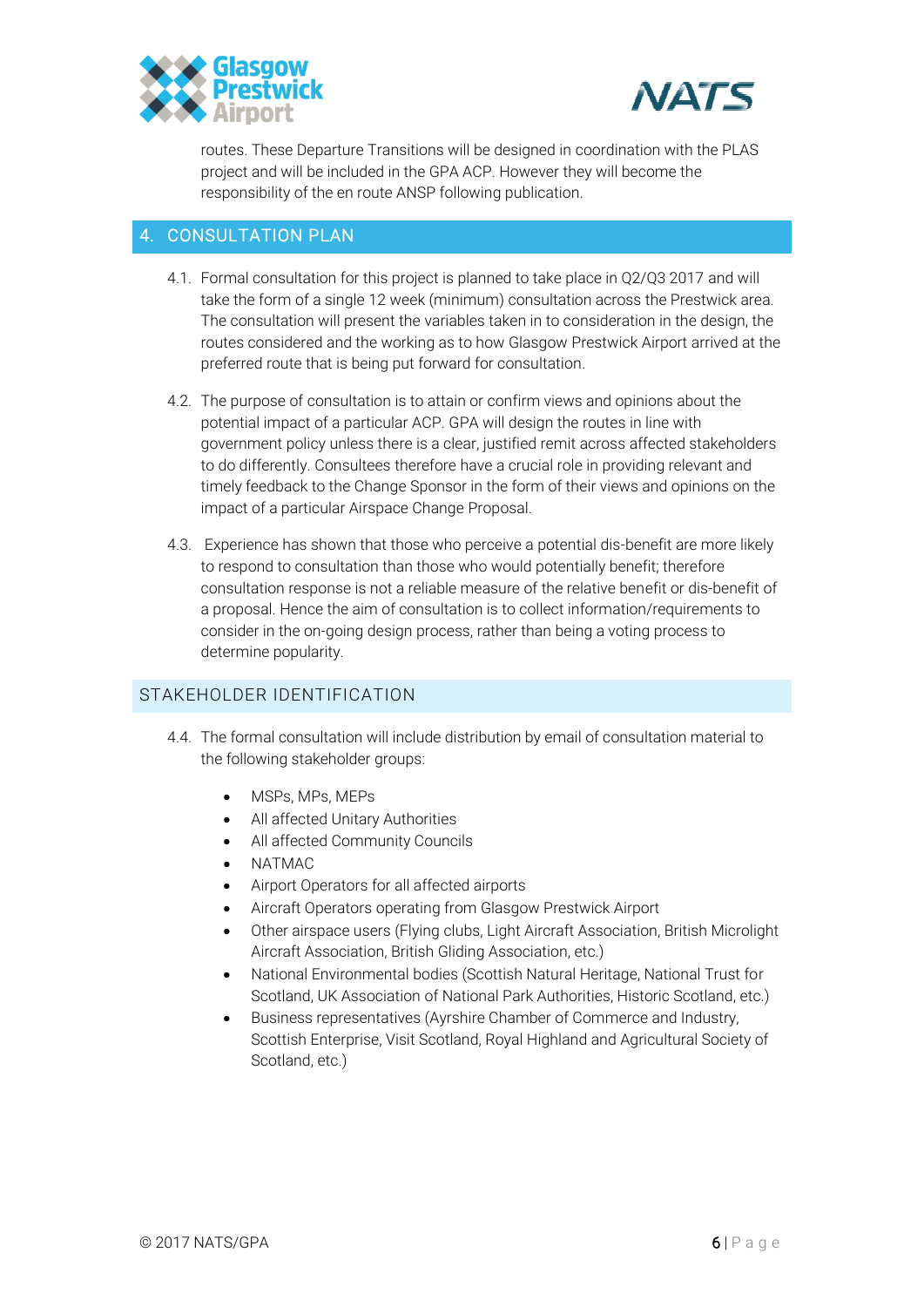routes. These Departure Transitions will be designed in coordination with the PLAS project and will be included in the GPA ACP. However they will become the responsibility of the en route ANSP following publication.

## 4. CONSULTATION PLAN

4.1. Formal consultation for this project is planned to take place in Q2/Q3 2017 and will take the form of a single 12 week (minimum) consultation across the Prestwick area. The consultation will present the variables taken in to consideration in the design, the routes considered and the working as to how Glasgow Prestwick Airport arrived at the preferred route that is being put forward for consultation.

4.2. The purpose of consultation is to attain or confirm views and opinions about the potential impact of a particular ACP. GPA will design the routes in line with government policy unless there is a clear, justified remit across affected stakeholders to do differently. Consultees therefore have a crucial role in providing relevant and timely feedback to the Change Sponsor in the form of their views and opinions on the impact of a particular Airspace Change Proposal.

4.3. Experience has shown that those who perceive a potential dis-benefit are more likely to respond to consultation than those who would potentially benefit; therefore consultation response is not a reliable measure of the relative benefit or dis-benefit of a proposal. Hence the aim of consultation is to collect information/requirements to consider in the on-going design process, rather than being a voting process to determine popularity.

### STAKEHOLDER IDENTIFICATION

4.4. The formal consultation will include distribution by email of consultation material to the following stakeholder groups:

- MSPs, MPs, MEPs
- All affected Unitary Authorities
- All affected Community Councils
- NATMAC
- Airport Operators for all affected airports
- Aircraft Operators operating from Glasgow Prestwick Airport
- Other airspace users (Flying clubs, Light Aircraft Association, British Microlight Aircraft Association, British Gliding Association, etc.)
- National Environmental bodies (Scottish Natural Heritage, National Trust for Scotland, UK Association of National Park Authorities, Historic Scotland, etc.)
- Business representatives (Ayrshire Chamber of Commerce and Industry, Scottish Enterprise, Visit Scotland, Royal Highland and Agricultural Society of Scotland, etc.)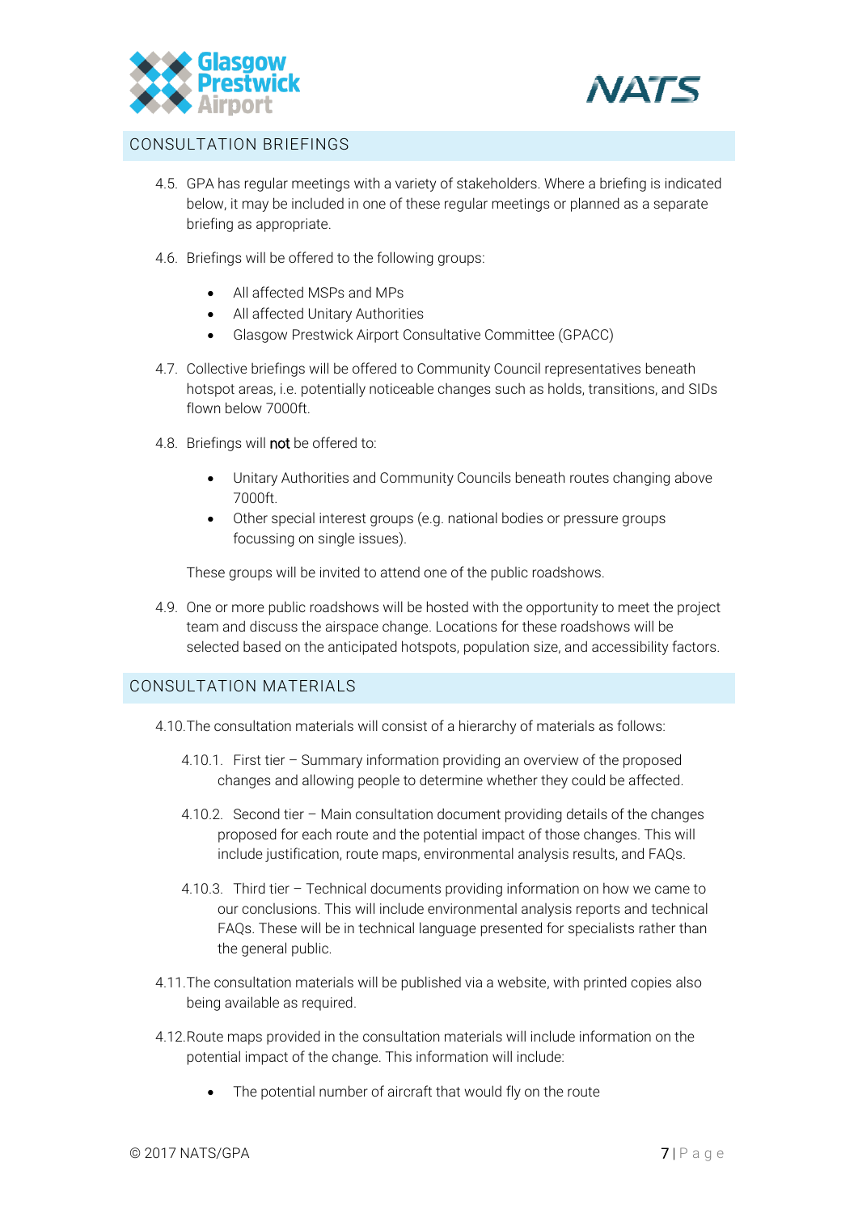## CONSULTATION BRIEFINGS

4.5. GPA has regular meetings with a variety of stakeholders. Where a briefing is indicated below, it may be included in one of these regular meetings or planned as a separate briefing as appropriate.

4.6. Briefings will be offered to the following groups:

- All affected MSPs and MPs
- All affected Unitary Authorities
- Glasgow Prestwick Airport Consultative Committee (GPACC)

4.7. Collective briefings will be offered to Community Council representatives beneath hotspot areas, i.e. potentially noticeable changes such as holds, transitions, and SIDs flown below 7000ft.

4.8. Briefings will **not** be offered to:

- Unitary Authorities and Community Councils beneath routes changing above 7000ft.
- Other special interest groups (e.g. national bodies or pressure groups focussing on single issues).

These groups will be invited to attend one of the public roadshows.

4.9. One or more public roadshows will be hosted with the opportunity to meet the project team and discuss the airspace change. Locations for these roadshows will be selected based on the anticipated hotspots, population size, and accessibility factors.

## CONSULTATION MATERIALS

4.10. The consultation materials will consist of a hierarchy of materials as follows:

4.10.1. First tier – Summary information providing an overview of the proposed changes and allowing people to determine whether they could be affected.

4.10.2. Second tier – Main consultation document providing details of the changes proposed for each route and the potential impact of those changes. This will include justification, route maps, environmental analysis results, and FAQs.

4.10.3. Third tier – Technical documents providing information on how we came to our conclusions. This will include environmental analysis reports and technical FAQs. These will be in technical language presented for specialists rather than the general public.

4.11. The consultation materials will be published via a website, with printed copies also being available as required.

4.12. Route maps provided in the consultation materials will include information on the potential impact of the change. This information will include:

- The potential number of aircraft that would fly on the route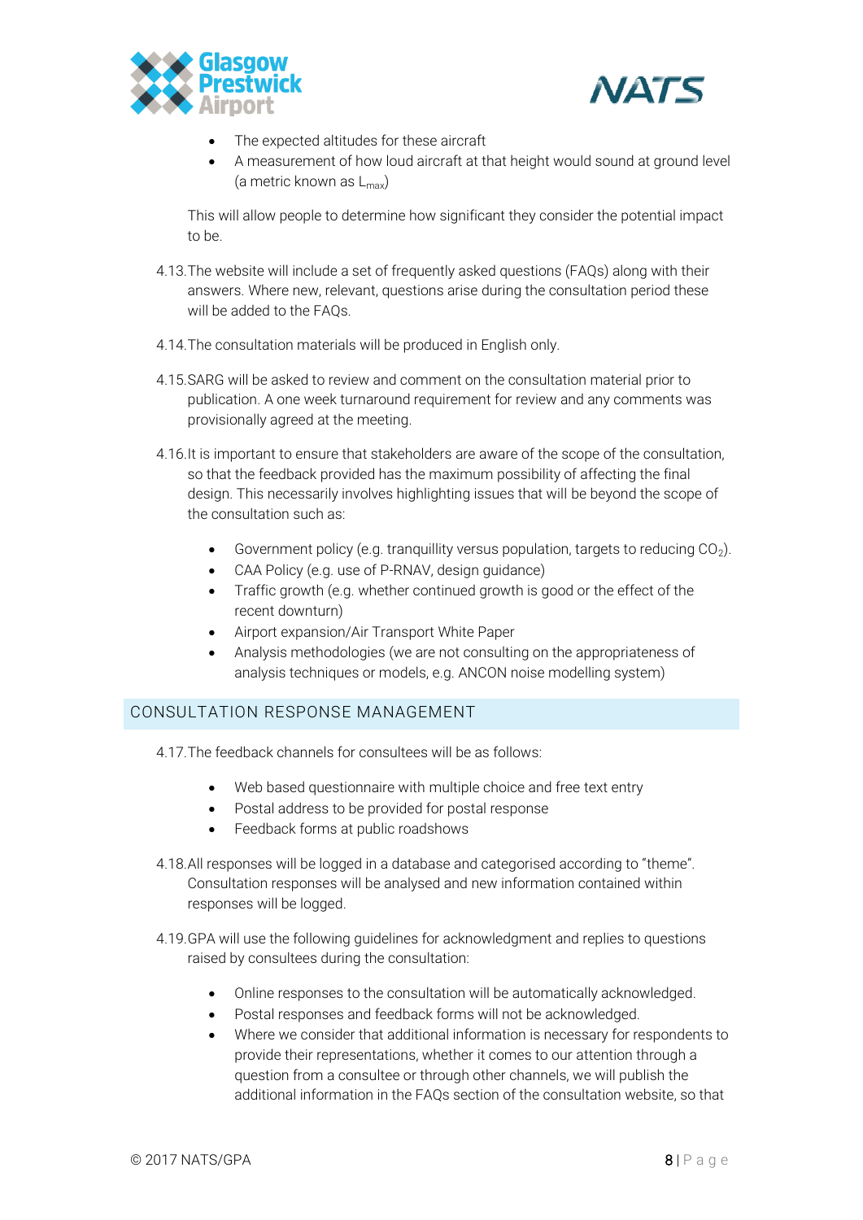- The expected altitudes for these aircraft
- A measurement of how loud aircraft at that height would sound at ground level (a metric known as $L_{max}$)

This will allow people to determine how significant they consider the potential impact to be.

4.13. The website will include a set of frequently asked questions (FAQs) along with their answers. Where new, relevant, questions arise during the consultation period these will be added to the FAQs.

4.14. The consultation materials will be produced in English only.

4.15. SARG will be asked to review and comment on the consultation material prior to publication. A one week turnaround requirement for review and any comments was provisionally agreed at the meeting.

4.16. It is important to ensure that stakeholders are aware of the scope of the consultation, so that the feedback provided has the maximum possibility of affecting the final design. This necessarily involves highlighting issues that will be beyond the scope of the consultation such as:

- Government policy (e.g. tranquillity versus population, targets to reducing $CO_2$).
- CAA Policy (e.g. use of P-RNAV, design guidance)
- Traffic growth (e.g. whether continued growth is good or the effect of the recent downturn)
- Airport expansion/Air Transport White Paper
- Analysis methodologies (we are not consulting on the appropriateness of analysis techniques or models, e.g. ANCON noise modelling system)

## CONSULTATION RESPONSE MANAGEMENT

4.17. The feedback channels for consultees will be as follows:

- Web based questionnaire with multiple choice and free text entry
- Postal address to be provided for postal response
- Feedback forms at public roadshows

4.18. All responses will be logged in a database and categorised according to "theme". Consultation responses will be analysed and new information contained within responses will be logged.

4.19. GPA will use the following guidelines for acknowledgment and replies to questions raised by consultees during the consultation:

- Online responses to the consultation will be automatically acknowledged.
- Postal responses and feedback forms will not be acknowledged.
- Where we consider that additional information is necessary for respondents to provide their representations, whether it comes to our attention through a question from a consultee or through other channels, we will publish the additional information in the FAQs section of the consultation website, so that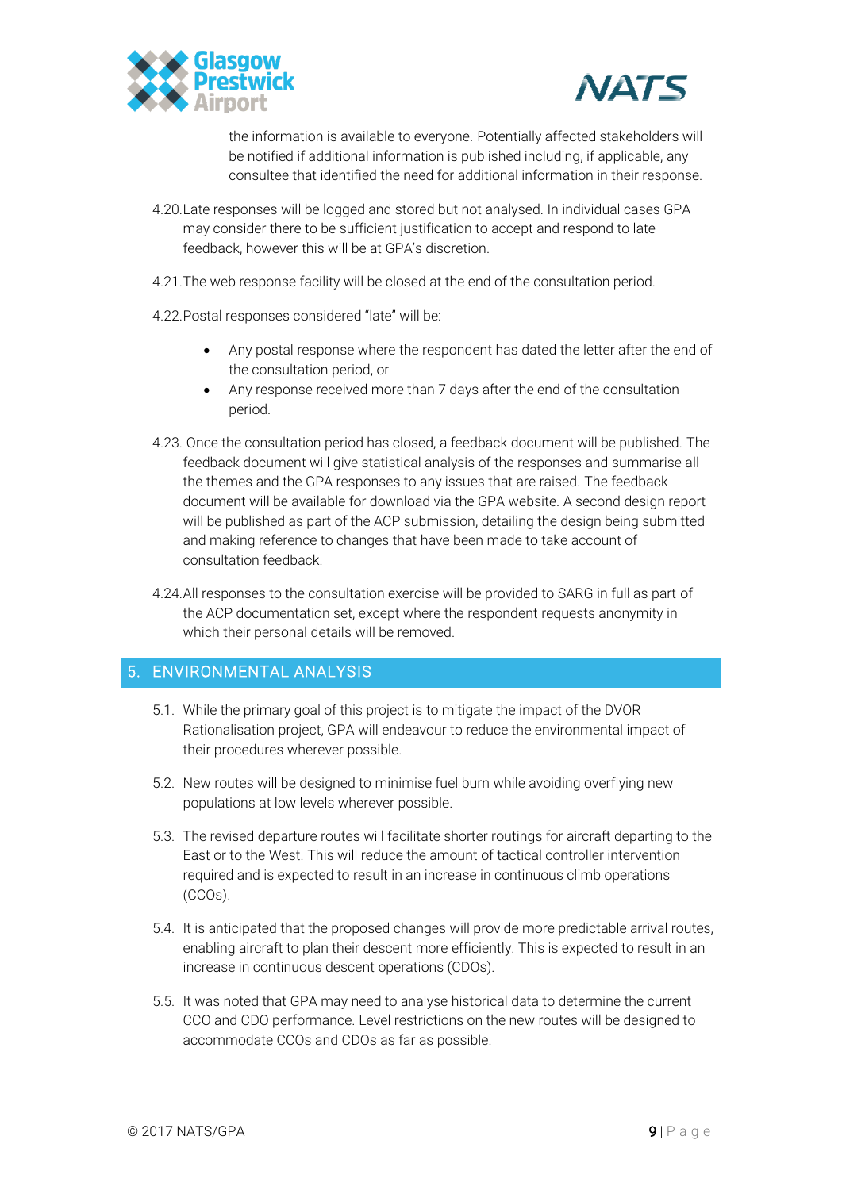the information is available to everyone. Potentially affected stakeholders will be notified if additional information is published including, if applicable, any consultee that identified the need for additional information in their response.

4.20. Late responses will be logged and stored but not analysed. In individual cases GPA may consider there to be sufficient justification to accept and respond to late feedback, however this will be at GPA's discretion.

4.21. The web response facility will be closed at the end of the consultation period.

4.22. Postal responses considered "late" will be:

- Any postal response where the respondent has dated the letter after the end of the consultation period, or
- Any response received more than 7 days after the end of the consultation period.

4.23. Once the consultation period has closed, a feedback document will be published. The feedback document will give statistical analysis of the responses and summarise all the themes and the GPA responses to any issues that are raised. The feedback document will be available for download via the GPA website. A second design report will be published as part of the ACP submission, detailing the design being submitted and making reference to changes that have been made to take account of consultation feedback.

4.24. All responses to the consultation exercise will be provided to SARG in full as part of the ACP documentation set, except where the respondent requests anonymity in which their personal details will be removed.

## 5. ENVIRONMENTAL ANALYSIS

5.1. While the primary goal of this project is to mitigate the impact of the DVOR Rationalisation project, GPA will endeavour to reduce the environmental impact of their procedures wherever possible.

5.2. New routes will be designed to minimise fuel burn while avoiding overflying new populations at low levels wherever possible.

5.3. The revised departure routes will facilitate shorter routings for aircraft departing to the East or to the West. This will reduce the amount of tactical controller intervention required and is expected to result in an increase in continuous climb operations (CCOs).

5.4. It is anticipated that the proposed changes will provide more predictable arrival routes, enabling aircraft to plan their descent more efficiently. This is expected to result in an increase in continuous descent operations (CDOs).

5.5. It was noted that GPA may need to analyse historical data to determine the current CCO and CDO performance. Level restrictions on the new routes will be designed to accommodate CCOs and CDOs as far as possible.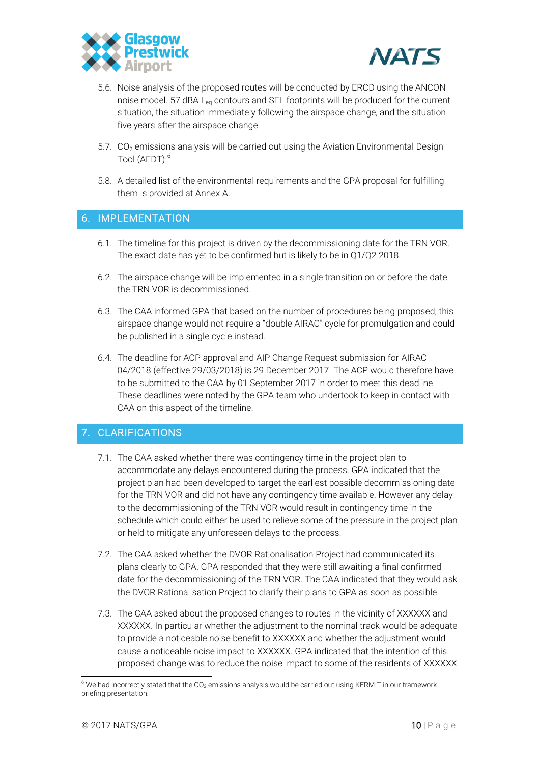5.6. Noise analysis of the proposed routes will be conducted by ERCD using the ANCON noise model. 57 dBA $L_{eq}$ contours and SEL footprints will be produced for the current situation, the situation immediately following the airspace change, and the situation five years after the airspace change.

5.7. $CO_2$ emissions analysis will be carried out using the Aviation Environmental Design Tool (AEDT).[6]

5.8. A detailed list of the environmental requirements and the GPA proposal for fulfilling them is provided at Annex A.

## 6. IMPLEMENTATION

6.1. The timeline for this project is driven by the decommissioning date for the TRN VOR. The exact date has yet to be confirmed but is likely to be in Q1/Q2 2018.

6.2. The airspace change will be implemented in a single transition on or before the date the TRN VOR is decommissioned.

6.3. The CAA informed GPA that based on the number of procedures being proposed; this airspace change would not require a "double AIRAC" cycle for promulgation and could be published in a single cycle instead.

6.4. The deadline for ACP approval and AIP Change Request submission for AIRAC 04/2018 (effective 29/03/2018) is 29 December 2017. The ACP would therefore have to be submitted to the CAA by 01 September 2017 in order to meet this deadline. These deadlines were noted by the GPA team who undertook to keep in contact with CAA on this aspect of the timeline.

## 7. CLARIFICATIONS

7.1. The CAA asked whether there was contingency time in the project plan to accommodate any delays encountered during the process. GPA indicated that the project plan had been developed to target the earliest possible decommissioning date for the TRN VOR and did not have any contingency time available. However any delay to the decommissioning of the TRN VOR would result in contingency time in the schedule which could either be used to relieve some of the pressure in the project plan or held to mitigate any unforeseen delays to the process.

7.2. The CAA asked whether the DVOR Rationalisation Project had communicated its plans clearly to GPA. GPA responded that they were still awaiting a final confirmed date for the decommissioning of the TRN VOR. The CAA indicated that they would ask the DVOR Rationalisation Project to clarify their plans to GPA as soon as possible.

7.3. The CAA asked about the proposed changes to routes in the vicinity of XXXXXX and XXXXXX. In particular whether the adjustment to the nominal track would be adequate to provide a noticeable noise benefit to XXXXXX and whether the adjustment would cause a noticeable noise impact to XXXXXX. GPA indicated that the intention of this proposed change was to reduce the noise impact to some of the residents of XXXXXX

---

[6] We had incorrectly stated that the $CO_2$ emissions analysis would be carried out using KERMIT in our framework briefing presentation.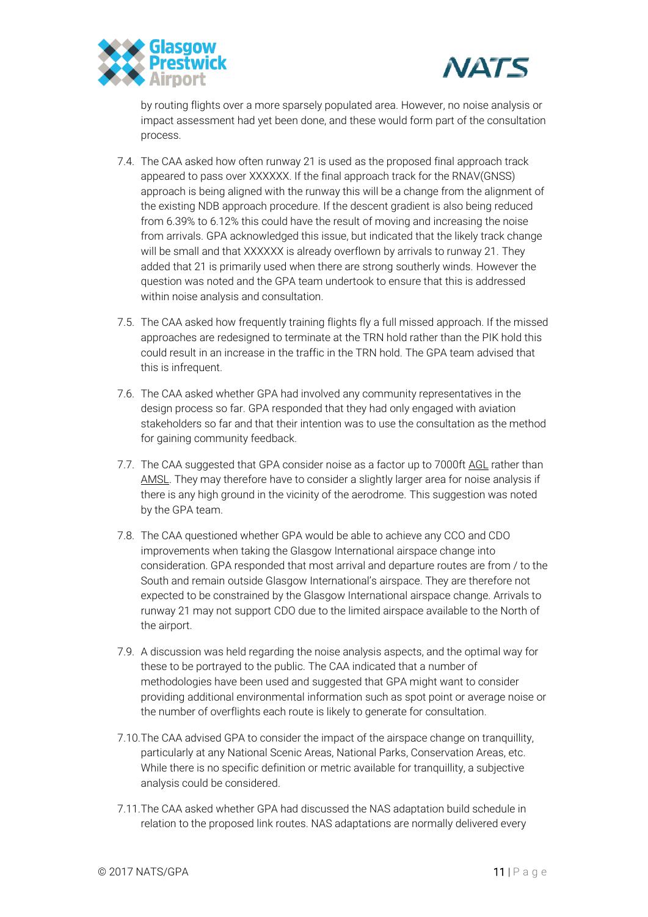by routing flights over a more sparsely populated area. However, no noise analysis or impact assessment had yet been done, and these would form part of the consultation process.

7.4. The CAA asked how often runway 21 is used as the proposed final approach track appeared to pass over XXXXXX. If the final approach track for the RNAV(GNSS) approach is being aligned with the runway this will be a change from the alignment of the existing NDB approach procedure. If the descent gradient is also being reduced from 6.39% to 6.12% this could have the result of moving and increasing the noise from arrivals. GPA acknowledged this issue, but indicated that the likely track change will be small and that XXXXXX is already overflown by arrivals to runway 21. They added that 21 is primarily used when there are strong southerly winds. However the question was noted and the GPA team undertook to ensure that this is addressed within noise analysis and consultation.

7.5. The CAA asked how frequently training flights fly a full missed approach. If the missed approaches are redesigned to terminate at the TRN hold rather than the PIK hold this could result in an increase in the traffic in the TRN hold. The GPA team advised that this is infrequent.

7.6. The CAA asked whether GPA had involved any community representatives in the design process so far. GPA responded that they had only engaged with aviation stakeholders so far and that their intention was to use the consultation as the method for gaining community feedback.

7.7. The CAA suggested that GPA consider noise as a factor up to 7000ft AGL rather than AMSL. They may therefore have to consider a slightly larger area for noise analysis if there is any high ground in the vicinity of the aerodrome. This suggestion was noted by the GPA team.

7.8. The CAA questioned whether GPA would be able to achieve any CCO and CDO improvements when taking the Glasgow International airspace change into consideration. GPA responded that most arrival and departure routes are from / to the South and remain outside Glasgow International's airspace. They are therefore not expected to be constrained by the Glasgow International airspace change. Arrivals to runway 21 may not support CDO due to the limited airspace available to the North of the airport.

7.9. A discussion was held regarding the noise analysis aspects, and the optimal way for these to be portrayed to the public. The CAA indicated that a number of methodologies have been used and suggested that GPA might want to consider providing additional environmental information such as spot point or average noise or the number of overflights each route is likely to generate for consultation.

7.10. The CAA advised GPA to consider the impact of the airspace change on tranquillity, particularly at any National Scenic Areas, National Parks, Conservation Areas, etc. While there is no specific definition or metric available for tranquillity, a subjective analysis could be considered.

7.11. The CAA asked whether GPA had discussed the NAS adaptation build schedule in relation to the proposed link routes. NAS adaptations are normally delivered every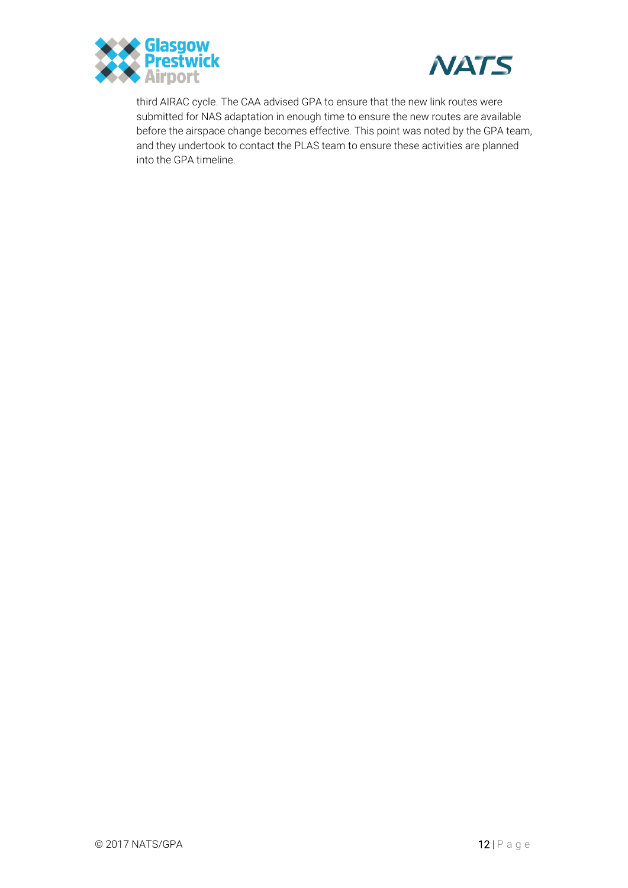third AIRAC cycle. The CAA advised GPA to ensure that the new link routes were submitted for NAS adaptation in enough time to ensure the new routes are available before the airspace change becomes effective. This point was noted by the GPA team, and they undertook to contact the PLAS team to ensure these activities are planned into the GPA timeline.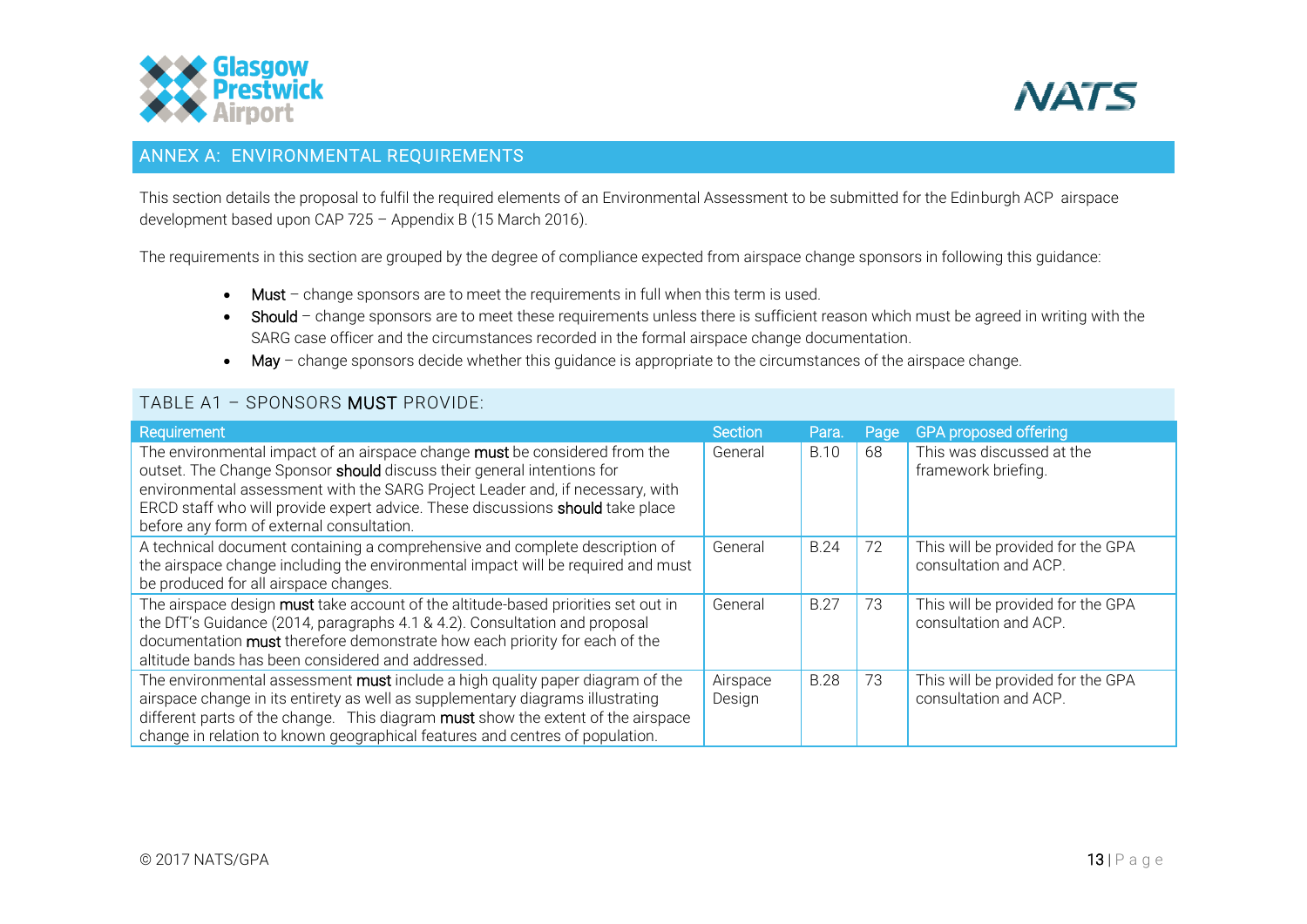## ANNEX A: ENVIRONMENTAL REQUIREMENTS

This section details the proposal to fulfil the required elements of an Environmental Assessment to be submitted for the Edinburgh ACP airspace development based upon CAP 725 – Appendix B (15 March 2016).

The requirements in this section are grouped by the degree of compliance expected from airspace change sponsors in following this guidance:

- **Must** – change sponsors are to meet the requirements in full when this term is used.
- **Should** – change sponsors are to meet these requirements unless there is sufficient reason which must be agreed in writing with the SARG case officer and the circumstances recorded in the formal airspace change documentation.
- **May** – change sponsors decide whether this guidance is appropriate to the circumstances of the airspace change.

### TABLE A1 – SPONSORS **MUST** PROVIDE:

| Requirement | Section | Para. | Page | GPA proposed offering |
|---|---|---|---|---|
| The environmental impact of an airspace change **must** be considered from the outset. The Change Sponsor **should** discuss their general intentions for environmental assessment with the SARG Project Leader and, if necessary, with ERCD staff who will provide expert advice. These discussions **should** take place before any form of external consultation. | General | B.10 | 68 | This was discussed at the framework briefing. |
| A technical document containing a comprehensive and complete description of the airspace change including the environmental impact will be required and must be produced for all airspace changes. | General | B.24 | 72 | This will be provided for the GPA consultation and ACP. |
| The airspace design **must** take account of the altitude-based priorities set out in the DfT's Guidance (2014, paragraphs 4.1 & 4.2). Consultation and proposal documentation **must** therefore demonstrate how each priority for each of the altitude bands has been considered and addressed. | General | B.27 | 73 | This will be provided for the GPA consultation and ACP. |
| The environmental assessment **must** include a high quality paper diagram of the airspace change in its entirety as well as supplementary diagrams illustrating different parts of the change. This diagram **must** show the extent of the airspace change in relation to known geographical features and centres of population. | Airspace Design | B.28 | 73 | This will be provided for the GPA consultation and ACP. |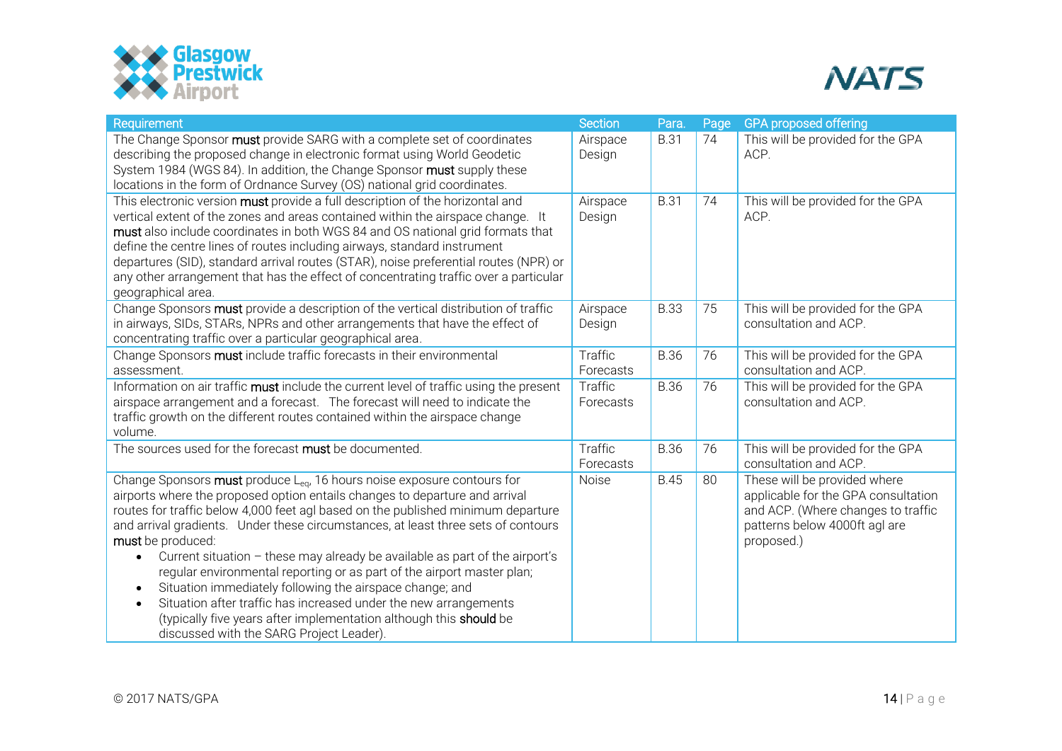| Requirement | Section | Para. | Page | GPA proposed offering |
|---|---|---|---|---|
| The Change Sponsor **must** provide SARG with a complete set of coordinates describing the proposed change in electronic format using World Geodetic System 1984 (WGS 84). In addition, the Change Sponsor **must** supply these locations in the form of Ordnance Survey (OS) national grid coordinates. | Airspace Design | B.31 | 74 | This will be provided for the GPA ACP. |
| This electronic version **must** provide a full description of the horizontal and vertical extent of the zones and areas contained within the airspace change. It **must** also include coordinates in both WGS 84 and OS national grid formats that define the centre lines of routes including airways, standard instrument departures (SID), standard arrival routes (STAR), noise preferential routes (NPR) or any other arrangement that has the effect of concentrating traffic over a particular geographical area. | Airspace Design | B.31 | 74 | This will be provided for the GPA ACP. |
| Change Sponsors **must** provide a description of the vertical distribution of traffic in airways, SIDs, STARs, NPRs and other arrangements that have the effect of concentrating traffic over a particular geographical area. | Airspace Design | B.33 | 75 | This will be provided for the GPA consultation and ACP. |
| Change Sponsors **must** include traffic forecasts in their environmental assessment. | Traffic Forecasts | B.36 | 76 | This will be provided for the GPA consultation and ACP. |
| Information on air traffic **must** include the current level of traffic using the present airspace arrangement and a forecast. The forecast will need to indicate the traffic growth on the different routes contained within the airspace change volume. | Traffic Forecasts | B.36 | 76 | This will be provided for the GPA consultation and ACP. |
| The sources used for the forecast **must** be documented. | Traffic Forecasts | B.36 | 76 | This will be provided for the GPA consultation and ACP. |
| Change Sponsors **must** produce $L_{eq}$, 16 hours noise exposure contours for airports where the proposed option entails changes to departure and arrival routes for traffic below 4,000 feet agl based on the published minimum departure and arrival gradients. Under these circumstances, at least three sets of contours **must** be produced:<br>• Current situation – these may already be available as part of the airport's regular environmental reporting or as part of the airport master plan;<br>• Situation immediately following the airspace change; and<br>• Situation after traffic has increased under the new arrangements (typically five years after implementation although this **should** be discussed with the SARG Project Leader). | Noise | B.45 | 80 | These will be provided where applicable for the GPA consultation and ACP. (Where changes to traffic patterns below 4000ft agl are proposed.) |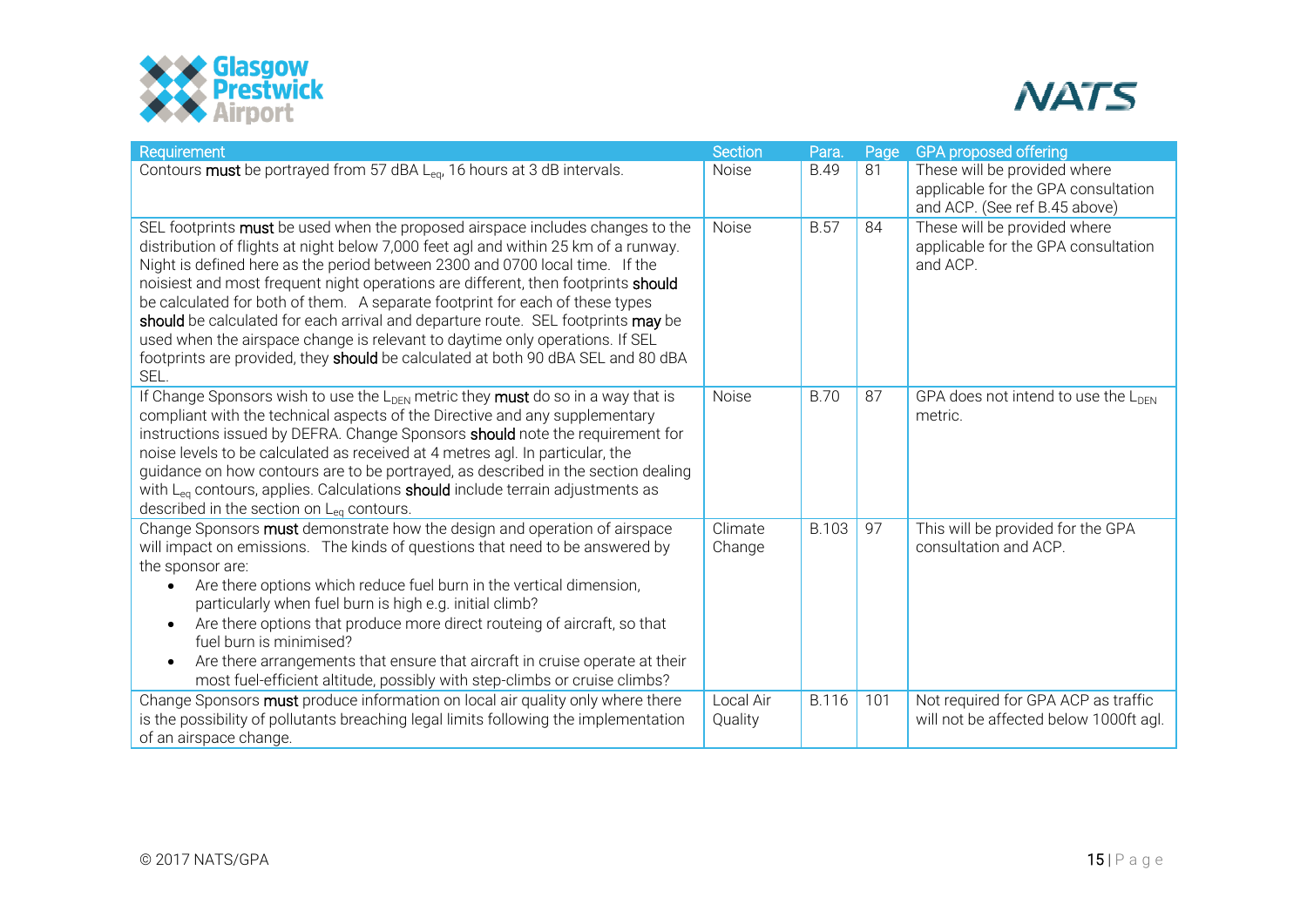| Requirement | Section | Para. | Page | GPA proposed offering |
|---|---|---|---|---|
| Contours **must** be portrayed from 57 dBA $L_{eq}$, 16 hours at 3 dB intervals. | Noise | B.49 | 81 | These will be provided where applicable for the GPA consultation and ACP. (See ref B.45 above) |
| SEL footprints **must** be used when the proposed airspace includes changes to the distribution of flights at night below 7,000 feet agl and within 25 km of a runway. Night is defined here as the period between 2300 and 0700 local time. If the noisiest and most frequent night operations are different, then footprints **should** be calculated for both of them. A separate footprint for each of these types **should** be calculated for each arrival and departure route. SEL footprints **may** be used when the airspace change is relevant to daytime only operations. If SEL footprints are provided, they **should** be calculated at both 90 dBA SEL and 80 dBA SEL. | Noise | B.57 | 84 | These will be provided where applicable for the GPA consultation and ACP. |
| If Change Sponsors wish to use the $L_{DEN}$ metric they **must** do so in a way that is compliant with the technical aspects of the Directive and any supplementary instructions issued by DEFRA. Change Sponsors **should** note the requirement for noise levels to be calculated as received at 4 metres agl. In particular, the guidance on how contours are to be portrayed, as described in the section dealing with $L_{eq}$ contours, applies. Calculations **should** include terrain adjustments as described in the section on $L_{eq}$ contours. | Noise | B.70 | 87 | GPA does not intend to use the $L_{DEN}$ metric. |
| Change Sponsors **must** demonstrate how the design and operation of airspace will impact on emissions. The kinds of questions that need to be answered by the sponsor are:<br>• Are there options which reduce fuel burn in the vertical dimension, particularly when fuel burn is high e.g. initial climb?<br>• Are there options that produce more direct routeing of aircraft, so that fuel burn is minimised?<br>• Are there arrangements that ensure that aircraft in cruise operate at their most fuel-efficient altitude, possibly with step-climbs or cruise climbs? | Climate Change | B.103 | 97 | This will be provided for the GPA consultation and ACP. |
| Change Sponsors **must** produce information on local air quality only where there is the possibility of pollutants breaching legal limits following the implementation of an airspace change. | Local Air Quality | B.116 | 101 | Not required for GPA ACP as traffic will not be affected below 1000ft agl. |

© 2017 NATS/GPA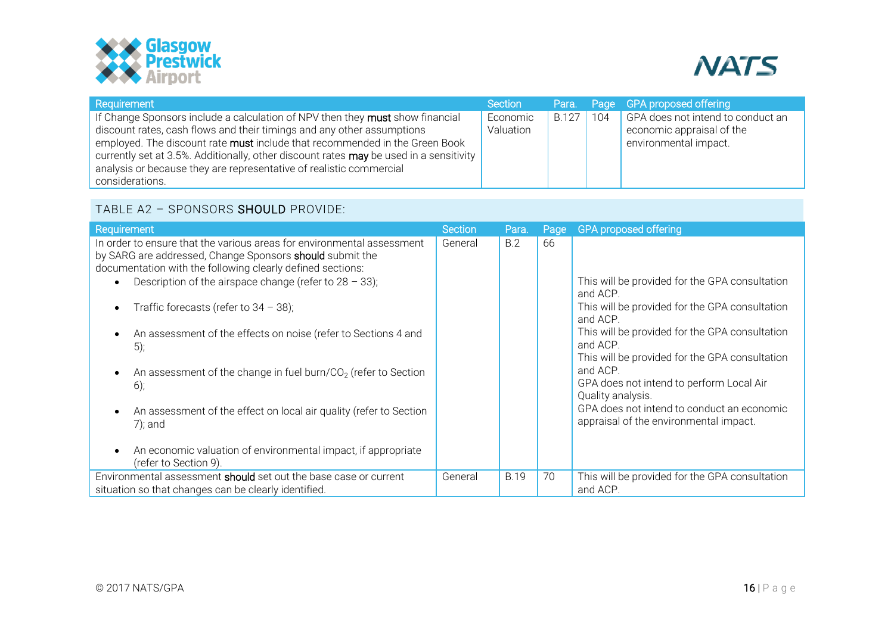| Requirement | Section | Para. | Page | GPA proposed offering |
|---|---|---|---|---|
| If Change Sponsors include a calculation of NPV then they **must** show financial discount rates, cash flows and their timings and any other assumptions employed. The discount rate **must** include that recommended in the Green Book currently set at 3.5%. Additionally, other discount rates **may** be used in a sensitivity analysis or because they are representative of realistic commercial considerations. | Economic Valuation | B.127 | 104 | GPA does not intend to conduct an economic appraisal of the environmental impact. |

## TABLE A2 – SPONSORS SHOULD PROVIDE:

| Requirement | Section | Para. | Page | GPA proposed offering |
|---|---|---|---|---|
| In order to ensure that the various areas for environmental assessment by SARG are addressed, Change Sponsors **should** submit the documentation with the following clearly defined sections: | General | B.2 | 66 | |
| • Description of the airspace change (refer to 28 – 33); | | | | This will be provided for the GPA consultation and ACP. |
| • Traffic forecasts (refer to 34 – 38); | | | | This will be provided for the GPA consultation and ACP. |
| • An assessment of the effects on noise (refer to Sections 4 and 5); | | | | This will be provided for the GPA consultation and ACP. |
| • An assessment of the change in fuel burn/$CO_2$ (refer to Section 6); | | | | This will be provided for the GPA consultation and ACP. |
| • An assessment of the effect on local air quality (refer to Section 7); and | | | | GPA does not intend to perform Local Air Quality analysis. |
| • An economic valuation of environmental impact, if appropriate (refer to Section 9). | | | | GPA does not intend to conduct an economic appraisal of the environmental impact. |
| Environmental assessment **should** set out the base case or current situation so that changes can be clearly identified. | General | B.19 | 70 | This will be provided for the GPA consultation and ACP. |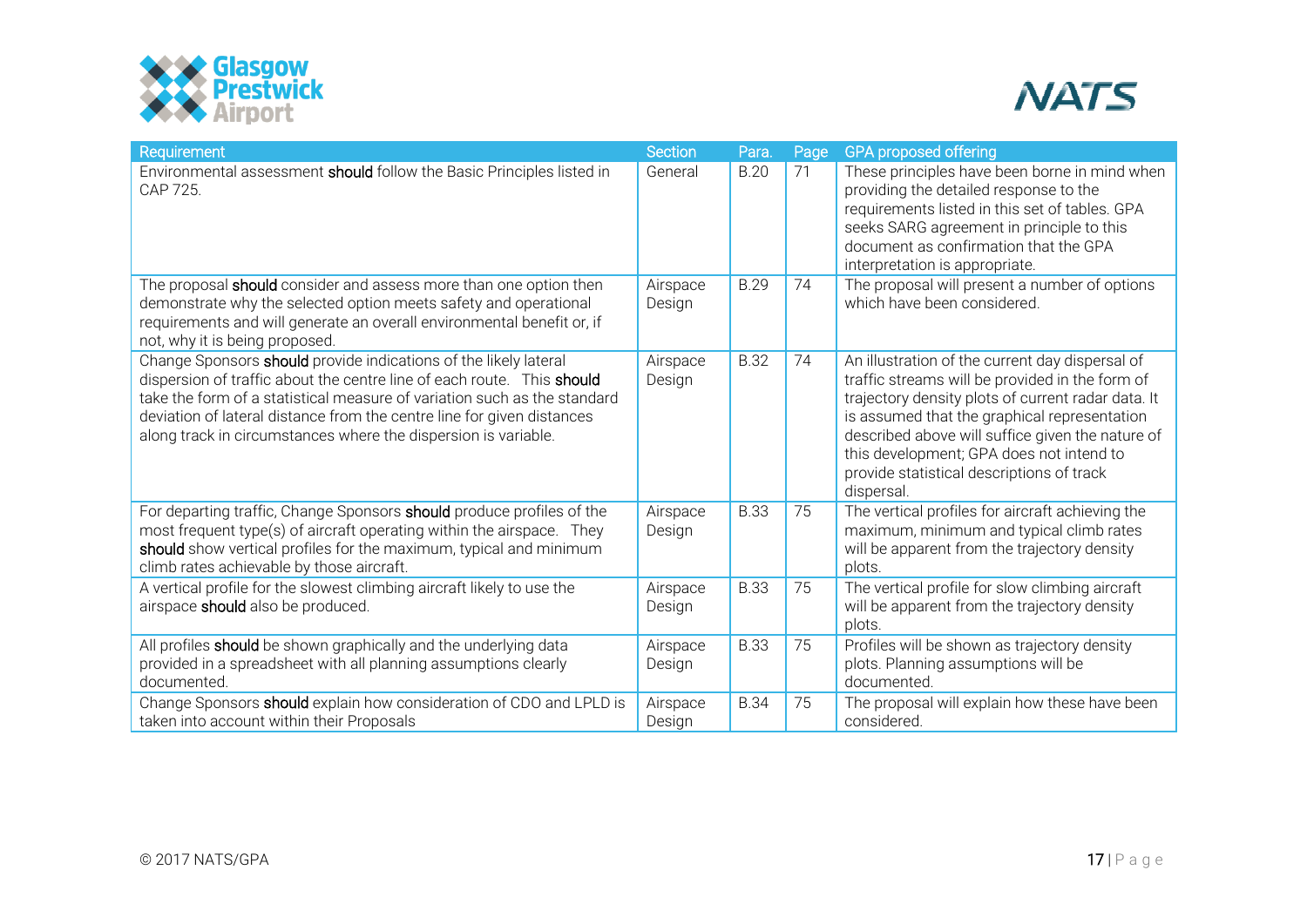| Requirement | Section | Para. | Page | GPA proposed offering |
|---|---|---|---|---|
| Environmental assessment **should** follow the Basic Principles listed in CAP 725. | General | B.20 | 71 | These principles have been borne in mind when providing the detailed response to the requirements listed in this set of tables. GPA seeks SARG agreement in principle to this document as confirmation that the GPA interpretation is appropriate. |
| The proposal **should** consider and assess more than one option then demonstrate why the selected option meets safety and operational requirements and will generate an overall environmental benefit or, if not, why it is being proposed. | Airspace Design | B.29 | 74 | The proposal will present a number of options which have been considered. |
| Change Sponsors **should** provide indications of the likely lateral dispersion of traffic about the centre line of each route. This **should** take the form of a statistical measure of variation such as the standard deviation of lateral distance from the centre line for given distances along track in circumstances where the dispersion is variable. | Airspace Design | B.32 | 74 | An illustration of the current day dispersal of traffic streams will be provided in the form of trajectory density plots of current radar data. It is assumed that the graphical representation described above will suffice given the nature of this development; GPA does not intend to provide statistical descriptions of track dispersal. |
| For departing traffic, Change Sponsors **should** produce profiles of the most frequent type(s) of aircraft operating within the airspace. They **should** show vertical profiles for the maximum, typical and minimum climb rates achievable by those aircraft. | Airspace Design | B.33 | 75 | The vertical profiles for aircraft achieving the maximum, minimum and typical climb rates will be apparent from the trajectory density plots. |
| A vertical profile for the slowest climbing aircraft likely to use the airspace **should** also be produced. | Airspace Design | B.33 | 75 | The vertical profile for slow climbing aircraft will be apparent from the trajectory density plots. |
| All profiles **should** be shown graphically and the underlying data provided in a spreadsheet with all planning assumptions clearly documented. | Airspace Design | B.33 | 75 | Profiles will be shown as trajectory density plots. Planning assumptions will be documented. |
| Change Sponsors **should** explain how consideration of CDO and LPLD is taken into account within their Proposals | Airspace Design | B.34 | 75 | The proposal will explain how these have been considered. |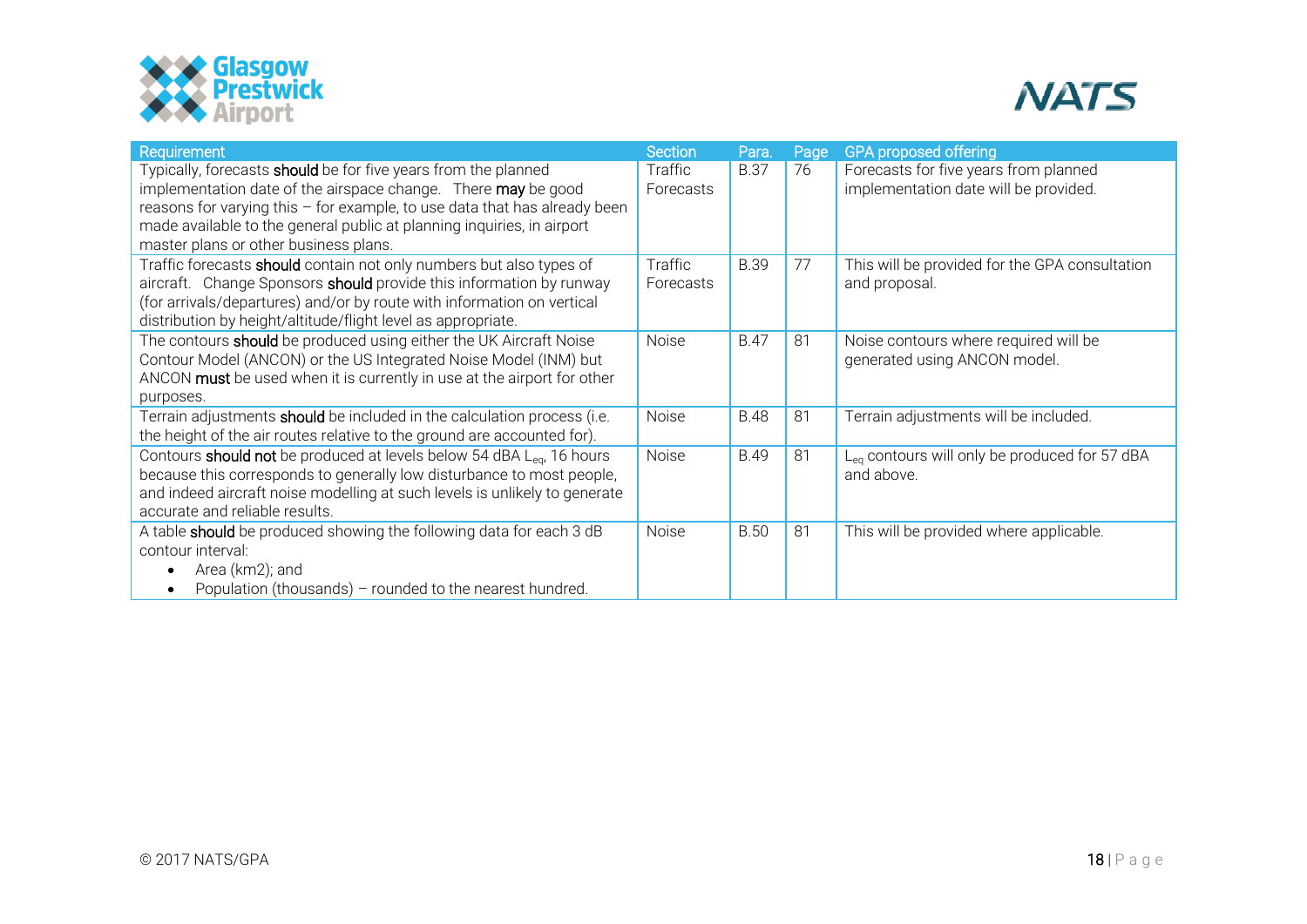| Requirement | Section | Para. | Page | GPA proposed offering |
|---|---|---|---|---|
| Typically, forecasts **should** be for five years from the planned implementation date of the airspace change. There **may** be good reasons for varying this – for example, to use data that has already been made available to the general public at planning inquiries, in airport master plans or other business plans. | Traffic Forecasts | B.37 | 76 | Forecasts for five years from planned implementation date will be provided. |
| Traffic forecasts **should** contain not only numbers but also types of aircraft. Change Sponsors **should** provide this information by runway (for arrivals/departures) and/or by route with information on vertical distribution by height/altitude/flight level as appropriate. | Traffic Forecasts | B.39 | 77 | This will be provided for the GPA consultation and proposal. |
| The contours **should** be produced using either the UK Aircraft Noise Contour Model (ANCON) or the US Integrated Noise Model (INM) but ANCON **must** be used when it is currently in use at the airport for other purposes. | Noise | B.47 | 81 | Noise contours where required will be generated using ANCON model. |
| Terrain adjustments **should** be included in the calculation process (i.e. the height of the air routes relative to the ground are accounted for). | Noise | B.48 | 81 | Terrain adjustments will be included. |
| Contours **should not** be produced at levels below 54 dBA $L_{eq}$, 16 hours because this corresponds to generally low disturbance to most people, and indeed aircraft noise modelling at such levels is unlikely to generate accurate and reliable results. | Noise | B.49 | 81 | $L_{eq}$ contours will only be produced for 57 dBA and above. |
| A table **should** be produced showing the following data for each 3 dB contour interval:<br>• Area (km2); and<br>• Population (thousands) – rounded to the nearest hundred. | Noise | B.50 | 81 | This will be provided where applicable. |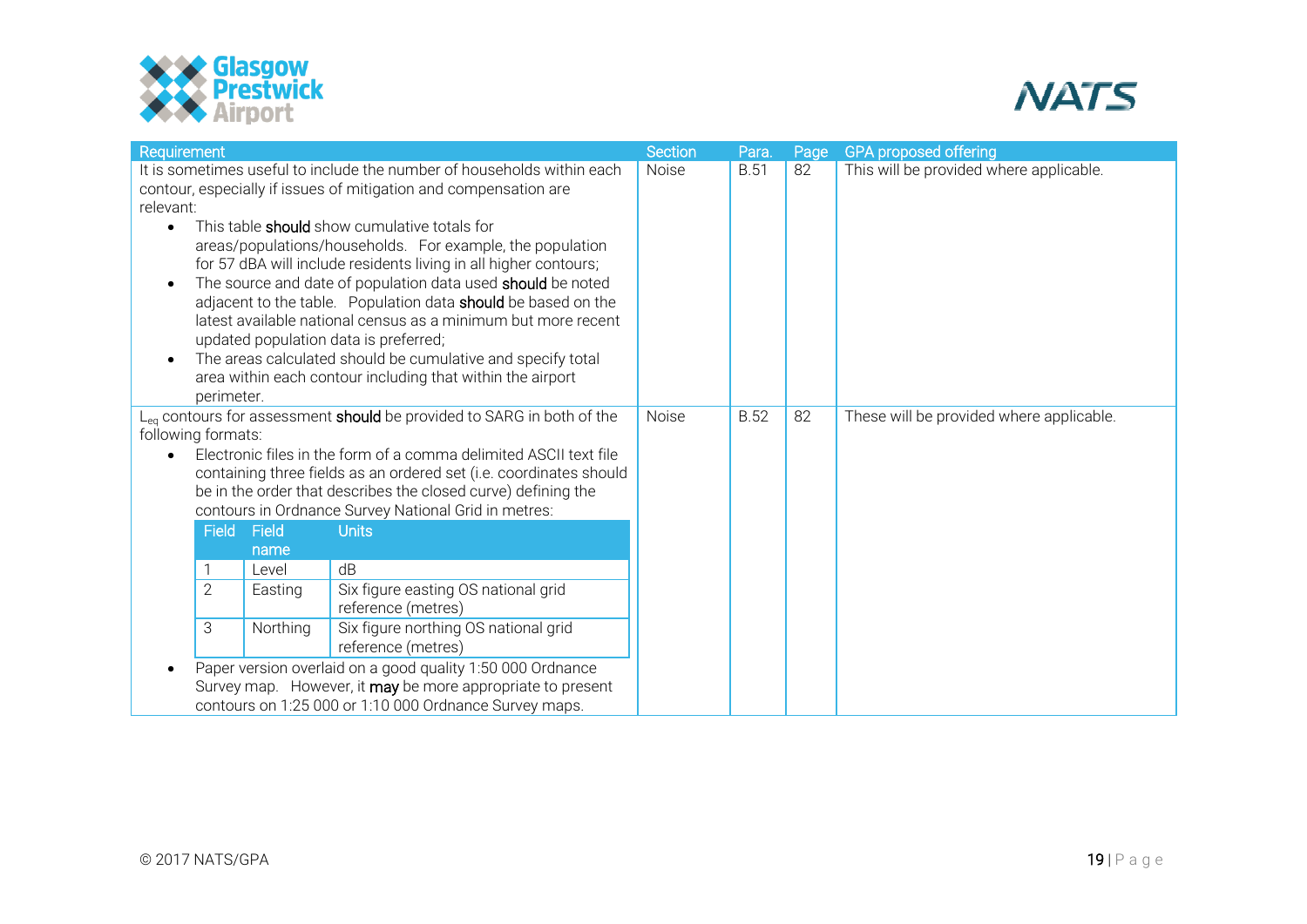| Requirement | Section | Para. | Page | GPA proposed offering |
|---|---|---|---|---|
| It is sometimes useful to include the number of households within each contour, especially if issues of mitigation and compensation are relevant:<br>• This table **should** show cumulative totals for areas/populations/households. For example, the population for 57 dBA will include residents living in all higher contours;<br>• The source and date of population data used **should** be noted adjacent to the table. Population data **should** be based on the latest available national census as a minimum but more recent updated population data is preferred;<br>• The areas calculated should be cumulative and specify total area within each contour including that within the airport perimeter. | Noise | B.51 | 82 | This will be provided where applicable. |
| $L_{eq}$ contours for assessment **should** be provided to SARG in both of the following formats:<br>• Electronic files in the form of a comma delimited ASCII text file containing three fields as an ordered set (i.e. coordinates should be in the order that describes the closed curve) defining the contours in Ordnance Survey National Grid in metres:<br>Field / Field name / Units:<br>1 / Level / dB<br>2 / Easting / Six figure easting OS national grid reference (metres)<br>3 / Northing / Six figure northing OS national grid reference (metres)<br>• Paper version overlaid on a good quality 1:50 000 Ordnance Survey map. However, it **may** be more appropriate to present contours on 1:25 000 or 1:10 000 Ordnance Survey maps. | Noise | B.52 | 82 | These will be provided where applicable. |

© 2017 NATS/GPA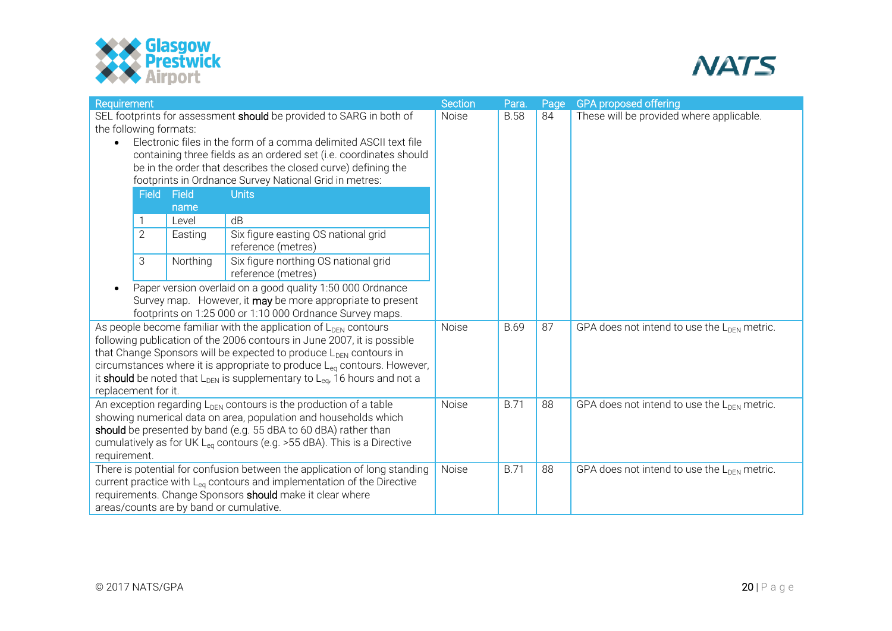| Requirement | Section | Para. | Page | GPA proposed offering |
|---|---|---|---|---|
| SEL footprints for assessment **should** be provided to SARG in both of the following formats:<br>• Electronic files in the form of a comma delimited ASCII text file containing three fields as an ordered set (i.e. coordinates should be in the order that describes the closed curve) defining the footprints in Ordnance Survey National Grid in metres:<br><br>Field 1 – Level – Units: dB<br>Field 2 – Easting – Units: Six figure easting OS national grid reference (metres)<br>Field 3 – Northing – Units: Six figure northing OS national grid reference (metres)<br><br>• Paper version overlaid on a good quality 1:50 000 Ordnance Survey map. However, it **may** be more appropriate to present footprints on 1:25 000 or 1:10 000 Ordnance Survey maps. | Noise | B.58 | 84 | These will be provided where applicable. |
| As people become familiar with the application of $L_{DEN}$ contours following publication of the 2006 contours in June 2007, it is possible that Change Sponsors will be expected to produce $L_{DEN}$ contours in circumstances where it is appropriate to produce $L_{eq}$ contours. However, it **should** be noted that $L_{DEN}$ is supplementary to $L_{eq}$, 16 hours and not a replacement for it. | Noise | B.69 | 87 | GPA does not intend to use the $L_{DEN}$ metric. |
| An exception regarding $L_{DEN}$ contours is the production of a table showing numerical data on area, population and households which **should** be presented by band (e.g. 55 dBA to 60 dBA) rather than cumulatively as for UK $L_{eq}$ contours (e.g. >55 dBA). This is a Directive requirement. | Noise | B.71 | 88 | GPA does not intend to use the $L_{DEN}$ metric. |
| There is potential for confusion between the application of long standing current practice with $L_{eq}$ contours and implementation of the Directive requirements. Change Sponsors **should** make it clear where areas/counts are by band or cumulative. | Noise | B.71 | 88 | GPA does not intend to use the $L_{DEN}$ metric. |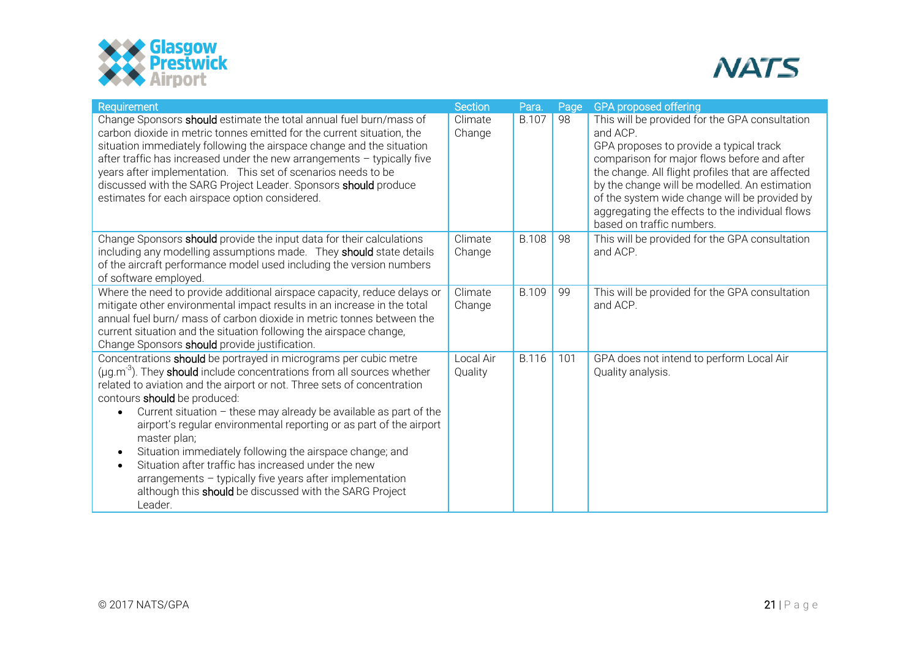| Requirement | Section | Para. | Page | GPA proposed offering |
|---|---|---|---|---|
| Change Sponsors **should** estimate the total annual fuel burn/mass of carbon dioxide in metric tonnes emitted for the current situation, the situation immediately following the airspace change and the situation after traffic has increased under the new arrangements – typically five years after implementation. This set of scenarios needs to be discussed with the SARG Project Leader. Sponsors **should** produce estimates for each airspace option considered. | Climate Change | B.107 | 98 | This will be provided for the GPA consultation and ACP.<br>GPA proposes to provide a typical track comparison for major flows before and after the change. All flight profiles that are affected by the change will be modelled. An estimation of the system wide change will be provided by aggregating the effects to the individual flows based on traffic numbers. |
| Change Sponsors **should** provide the input data for their calculations including any modelling assumptions made. They **should** state details of the aircraft performance model used including the version numbers of software employed. | Climate Change | B.108 | 98 | This will be provided for the GPA consultation and ACP. |
| Where the need to provide additional airspace capacity, reduce delays or mitigate other environmental impact results in an increase in the total annual fuel burn/ mass of carbon dioxide in metric tonnes between the current situation and the situation following the airspace change, Change Sponsors **should** provide justification. | Climate Change | B.109 | 99 | This will be provided for the GPA consultation and ACP. |
| Concentrations **should** be portrayed in micrograms per cubic metre ($\mu g.m^{-3}$). They **should** include concentrations from all sources whether related to aviation and the airport or not. Three sets of concentration contours **should** be produced:<br>• Current situation – these may already be available as part of the airport's regular environmental reporting or as part of the airport master plan;<br>• Situation immediately following the airspace change; and<br>• Situation after traffic has increased under the new arrangements – typically five years after implementation although this **should** be discussed with the SARG Project Leader. | Local Air Quality | B.116 | 101 | GPA does not intend to perform Local Air Quality analysis. |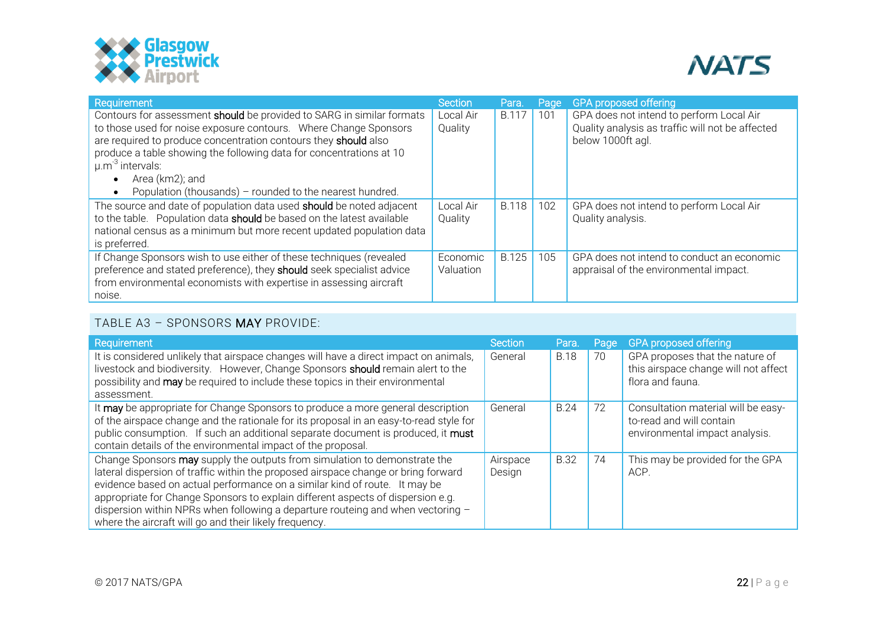| Requirement | Section | Para. | Page | GPA proposed offering |
|---|---|---|---|---|
| Contours for assessment **should** be provided to SARG in similar formats to those used for noise exposure contours. Where Change Sponsors are required to produce concentration contours they **should** also produce a table showing the following data for concentrations at 10 $\mu.m^{-3}$ intervals: <br>• Area (km2); and <br>• Population (thousands) – rounded to the nearest hundred. | Local Air Quality | B.117 | 101 | GPA does not intend to perform Local Air Quality analysis as traffic will not be affected below 1000ft agl. |
| The source and date of population data used **should** be noted adjacent to the table. Population data **should** be based on the latest available national census as a minimum but more recent updated population data is preferred. | Local Air Quality | B.118 | 102 | GPA does not intend to perform Local Air Quality analysis. |
| If Change Sponsors wish to use either of these techniques (revealed preference and stated preference), they **should** seek specialist advice from environmental economists with expertise in assessing aircraft noise. | Economic Valuation | B.125 | 105 | GPA does not intend to conduct an economic appraisal of the environmental impact. |

## TABLE A3 – SPONSORS **MAY** PROVIDE:

| Requirement | Section | Para. | Page | GPA proposed offering |
|---|---|---|---|---|
| It is considered unlikely that airspace changes will have a direct impact on animals, livestock and biodiversity. However, Change Sponsors **should** remain alert to the possibility and **may** be required to include these topics in their environmental assessment. | General | B.18 | 70 | GPA proposes that the nature of this airspace change will not affect flora and fauna. |
| It **may** be appropriate for Change Sponsors to produce a more general description of the airspace change and the rationale for its proposal in an easy-to-read style for public consumption. If such an additional separate document is produced, it **must** contain details of the environmental impact of the proposal. | General | B.24 | 72 | Consultation material will be easy-to-read and will contain environmental impact analysis. |
| Change Sponsors **may** supply the outputs from simulation to demonstrate the lateral dispersion of traffic within the proposed airspace change or bring forward evidence based on actual performance on a similar kind of route. It may be appropriate for Change Sponsors to explain different aspects of dispersion e.g. dispersion within NPRs when following a departure routeing and when vectoring – where the aircraft will go and their likely frequency. | Airspace Design | B.32 | 74 | This may be provided for the GPA ACP. |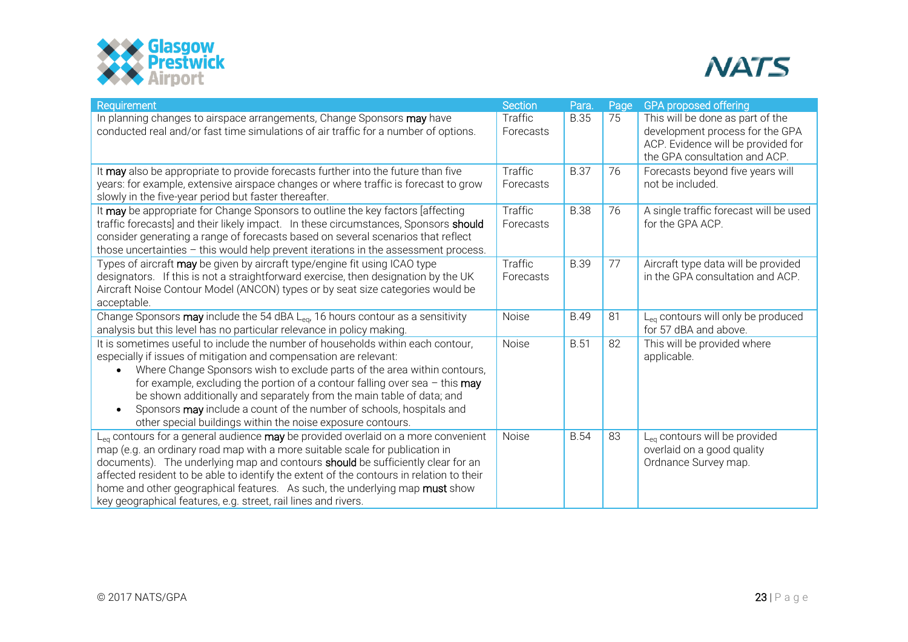| Requirement | Section | Para. | Page | GPA proposed offering |
|---|---|---|---|---|
| In planning changes to airspace arrangements, Change Sponsors **may** have conducted real and/or fast time simulations of air traffic for a number of options. | Traffic Forecasts | B.35 | 75 | This will be done as part of the development process for the GPA ACP. Evidence will be provided for the GPA consultation and ACP. |
| It **may** also be appropriate to provide forecasts further into the future than five years: for example, extensive airspace changes or where traffic is forecast to grow slowly in the five-year period but faster thereafter. | Traffic Forecasts | B.37 | 76 | Forecasts beyond five years will not be included. |
| It **may** be appropriate for Change Sponsors to outline the key factors [affecting traffic forecasts] and their likely impact. In these circumstances, Sponsors **should** consider generating a range of forecasts based on several scenarios that reflect those uncertainties – this would help prevent iterations in the assessment process. | Traffic Forecasts | B.38 | 76 | A single traffic forecast will be used for the GPA ACP. |
| Types of aircraft **may** be given by aircraft type/engine fit using ICAO type designators. If this is not a straightforward exercise, then designation by the UK Aircraft Noise Contour Model (ANCON) types or by seat size categories would be acceptable. | Traffic Forecasts | B.39 | 77 | Aircraft type data will be provided in the GPA consultation and ACP. |
| Change Sponsors **may** include the 54 dBA $L_{eq}$, 16 hours contour as a sensitivity analysis but this level has no particular relevance in policy making. | Noise | B.49 | 81 | $L_{eq}$ contours will only be produced for 57 dBA and above. |
| It is sometimes useful to include the number of households within each contour, especially if issues of mitigation and compensation are relevant:<br>• Where Change Sponsors wish to exclude parts of the area within contours, for example, excluding the portion of a contour falling over sea – this **may** be shown additionally and separately from the main table of data; and<br>• Sponsors **may** include a count of the number of schools, hospitals and other special buildings within the noise exposure contours. | Noise | B.51 | 82 | This will be provided where applicable. |
| $L_{eq}$ contours for a general audience **may** be provided overlaid on a more convenient map (e.g. an ordinary road map with a more suitable scale for publication in documents). The underlying map and contours **should** be sufficiently clear for an affected resident to be able to identify the extent of the contours in relation to their home and other geographical features. As such, the underlying map **must** show key geographical features, e.g. street, rail lines and rivers. | Noise | B.54 | 83 | $L_{eq}$ contours will be provided overlaid on a good quality Ordnance Survey map. |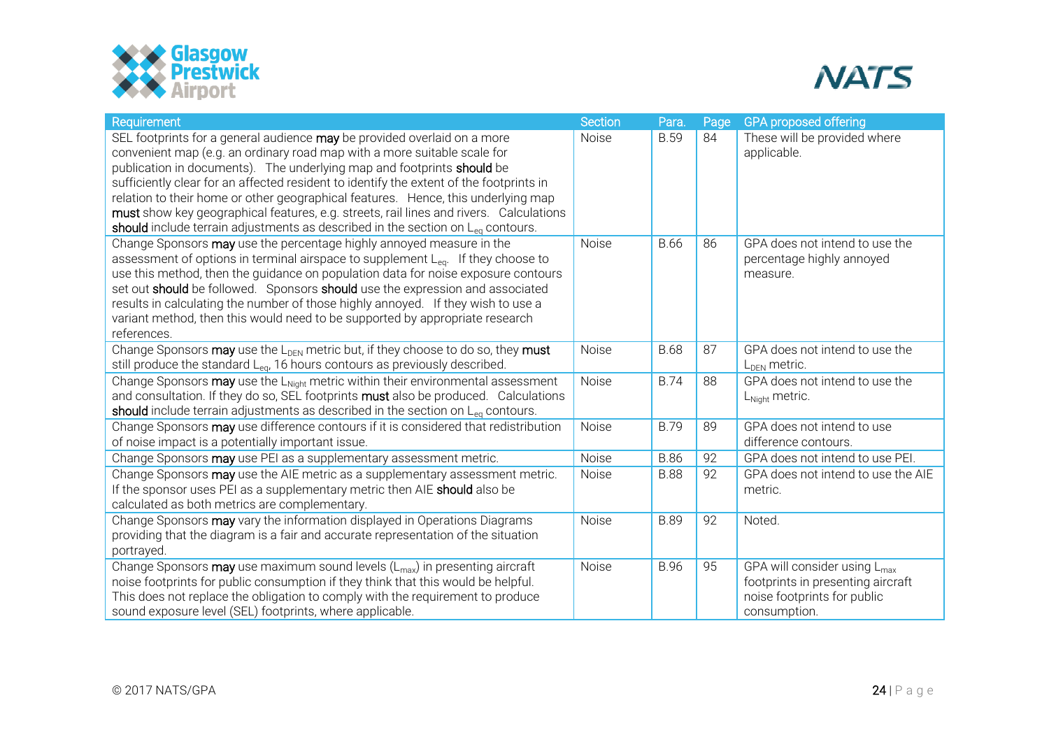| Requirement | Section | Para. | Page | GPA proposed offering |
| --- | --- | --- | --- | --- |
| SEL footprints for a general audience **may** be provided overlaid on a more convenient map (e.g. an ordinary road map with a more suitable scale for publication in documents). The underlying map and footprints **should** be sufficiently clear for an affected resident to identify the extent of the footprints in relation to their home or other geographical features. Hence, this underlying map **must** show key geographical features, e.g. streets, rail lines and rivers. Calculations **should** include terrain adjustments as described in the section on $L_{eq}$ contours. | Noise | B.59 | 84 | These will be provided where applicable. |
| Change Sponsors **may** use the percentage highly annoyed measure in the assessment of options in terminal airspace to supplement $L_{eq}$. If they choose to use this method, then the guidance on population data for noise exposure contours set out **should** be followed. Sponsors **should** use the expression and associated results in calculating the number of those highly annoyed. If they wish to use a variant method, then this would need to be supported by appropriate research references. | Noise | B.66 | 86 | GPA does not intend to use the percentage highly annoyed measure. |
| Change Sponsors **may** use the $L_{DEN}$ metric but, if they choose to do so, they **must** still produce the standard $L_{eq}$, 16 hours contours as previously described. | Noise | B.68 | 87 | GPA does not intend to use the $L_{DEN}$ metric. |
| Change Sponsors **may** use the $L_{Night}$ metric within their environmental assessment and consultation. If they do so, SEL footprints **must** also be produced. Calculations **should** include terrain adjustments as described in the section on $L_{eq}$ contours. | Noise | B.74 | 88 | GPA does not intend to use the $L_{Night}$ metric. |
| Change Sponsors **may** use difference contours if it is considered that redistribution of noise impact is a potentially important issue. | Noise | B.79 | 89 | GPA does not intend to use difference contours. |
| Change Sponsors **may** use PEI as a supplementary assessment metric. | Noise | B.86 | 92 | GPA does not intend to use PEI. |
| Change Sponsors **may** use the AIE metric as a supplementary assessment metric. If the sponsor uses PEI as a supplementary metric then AIE **should** also be calculated as both metrics are complementary. | Noise | B.88 | 92 | GPA does not intend to use the AIE metric. |
| Change Sponsors **may** vary the information displayed in Operations Diagrams providing that the diagram is a fair and accurate representation of the situation portrayed. | Noise | B.89 | 92 | Noted. |
| Change Sponsors **may** use maximum sound levels ($L_{max}$) in presenting aircraft noise footprints for public consumption if they think that this would be helpful. This does not replace the obligation to comply with the requirement to produce sound exposure level (SEL) footprints, where applicable. | Noise | B.96 | 95 | GPA will consider using $L_{max}$ footprints in presenting aircraft noise footprints for public consumption. |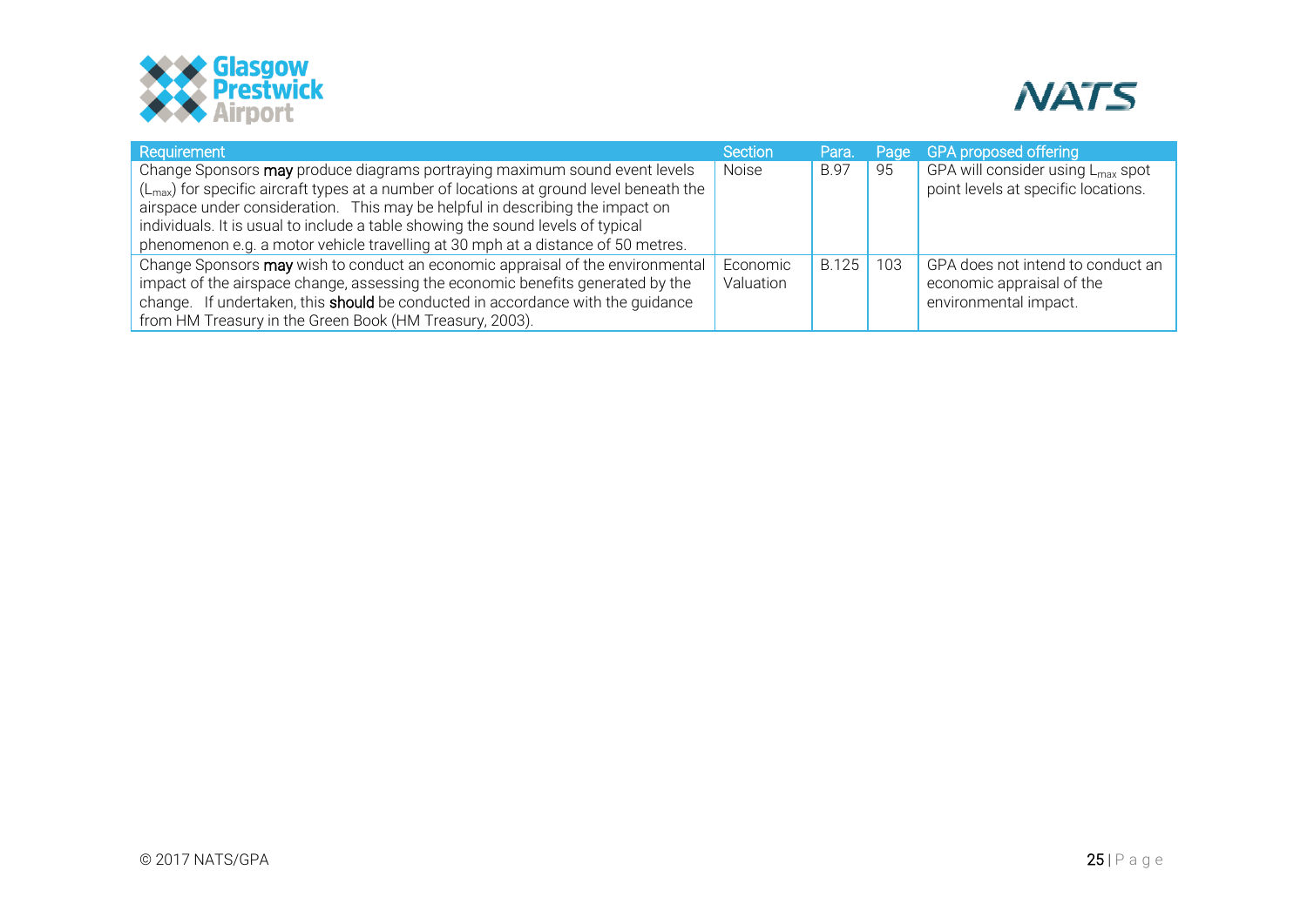| Requirement | Section | Para. | Page | GPA proposed offering |
|---|---|---|---|---|
| Change Sponsors **may** produce diagrams portraying maximum sound event levels ($L_{max}$) for specific aircraft types at a number of locations at ground level beneath the airspace under consideration. This may be helpful in describing the impact on individuals. It is usual to include a table showing the sound levels of typical phenomenon e.g. a motor vehicle travelling at 30 mph at a distance of 50 metres. | Noise | B.97 | 95 | GPA will consider using $L_{max}$ spot point levels at specific locations. |
| Change Sponsors **may** wish to conduct an economic appraisal of the environmental impact of the airspace change, assessing the economic benefits generated by the change. If undertaken, this **should** be conducted in accordance with the guidance from HM Treasury in the Green Book (HM Treasury, 2003). | Economic Valuation | B.125 | 103 | GPA does not intend to conduct an economic appraisal of the environmental impact. |